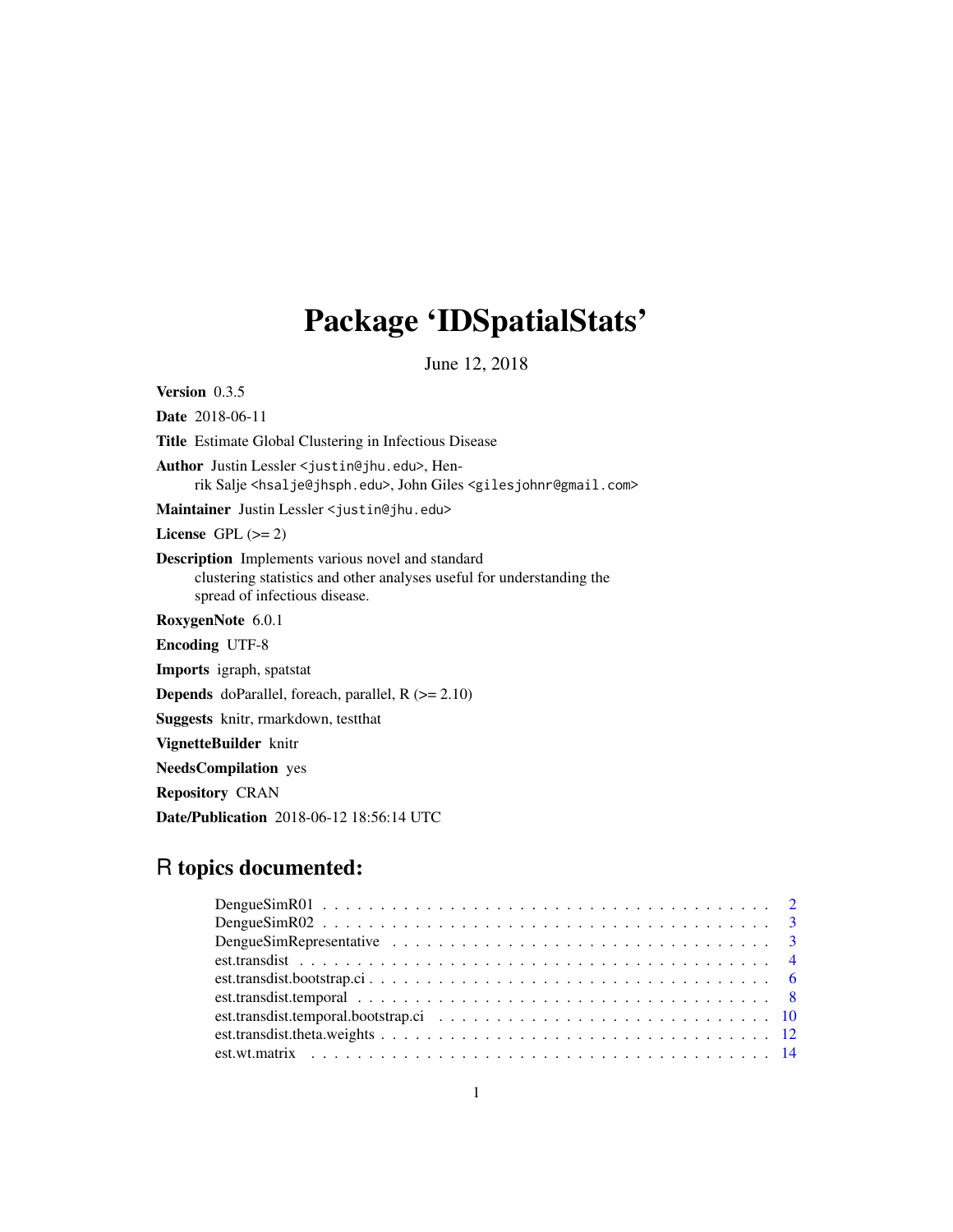# Package 'IDSpatialStats'

June 12, 2018

**Version** 0.3.5

**Date** 2018-06-11

**Title** Estimate Global Clustering in Infectious Disease

**Author** Justin Lessler <justin@jhu.edu>, Henrik Salje <hsalje@jhsph.edu>, John Giles <gilesjohnr@gmail.com>

**Maintainer** Justin Lessler <justin@jhu.edu>

**License** GPL (>= 2)

**Description** Implements various novel and standard clustering statistics and other analyses useful for understanding the spread of infectious disease.

**RoxygenNote** 6.0.1

**Encoding** UTF-8

**Imports** igraph, spatstat

**Depends** doParallel, foreach, parallel, R (>= 2.10)

**Suggests** knitr, rmarkdown, testthat

**VignetteBuilder** knitr

**NeedsCompilation** yes

**Repository** CRAN

**Date/Publication** 2018-06-12 18:56:14 UTC

## R topics documented:

| | |
|---|---|
| DengueSimR01 | 2 |
| DengueSimR02 | 3 |
| DengueSimRepresentative | 3 |
| est.transdist | 4 |
| est.transdist.bootstrap.ci | 6 |
| est.transdist.temporal | 8 |
| est.transdist.temporal.bootstrap.ci | 10 |
| est.transdist.theta.weights | 12 |
| est.wt.matrix | 14 |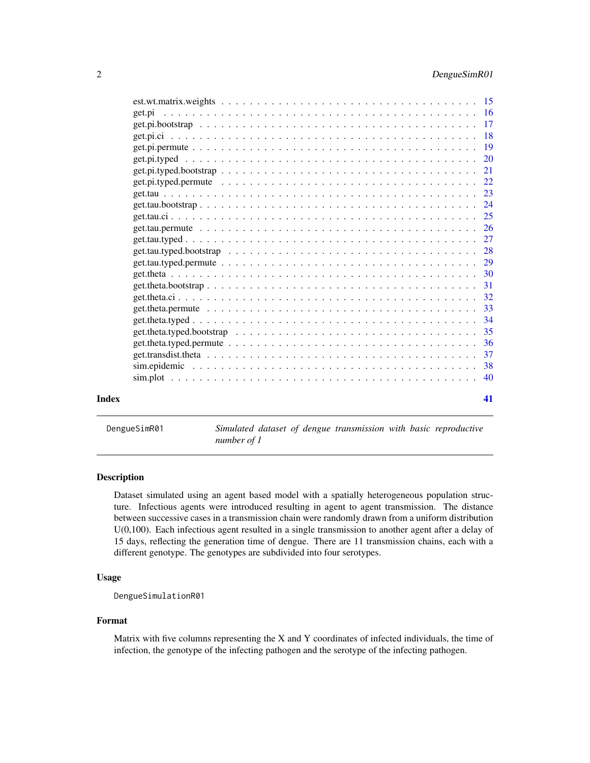| | |
|---|---|
| est.wt.matrix.weights | 15 |
| get.pi | 16 |
| get.pi.bootstrap | 17 |
| get.pi.ci | 18 |
| get.pi.permute | 19 |
| get.pi.typed | 20 |
| get.pi.typed.bootstrap | 21 |
| get.pi.typed.permute | 22 |
| get.tau | 23 |
| get.tau.bootstrap | 24 |
| get.tau.ci | 25 |
| get.tau.permute | 26 |
| get.tau.typed | 27 |
| get.tau.typed.bootstrap | 28 |
| get.tau.typed.permute | 29 |
| get.theta | 30 |
| get.theta.bootstrap | 31 |
| get.theta.ci | 32 |
| get.theta.permute | 33 |
| get.theta.typed | 34 |
| get.theta.typed.bootstrap | 35 |
| get.theta.typed.permute | 36 |
| get.transdist.theta | 37 |
| sim.epidemic | 38 |
| sim.plot | 40 |

**Index** **41**

---

`DengueSimR01` *Simulated dataset of dengue transmission with basic reproductive number of 1*

---

## Description

Dataset simulated using an agent based model with a spatially heterogeneous population structure. Infectious agents were introduced resulting in agent to agent transmission. The distance between successive cases in a transmission chain were randomly drawn from a uniform distribution U(0,100). Each infectious agent resulted in a single transmission to another agent after a delay of 15 days, reflecting the generation time of dengue. There are 11 transmission chains, each with a different genotype. The genotypes are subdivided into four serotypes.

## Usage

```
DengueSimulationR01
```

## Format

Matrix with five columns representing the X and Y coordinates of infected individuals, the time of infection, the genotype of the infecting pathogen and the serotype of the infecting pathogen.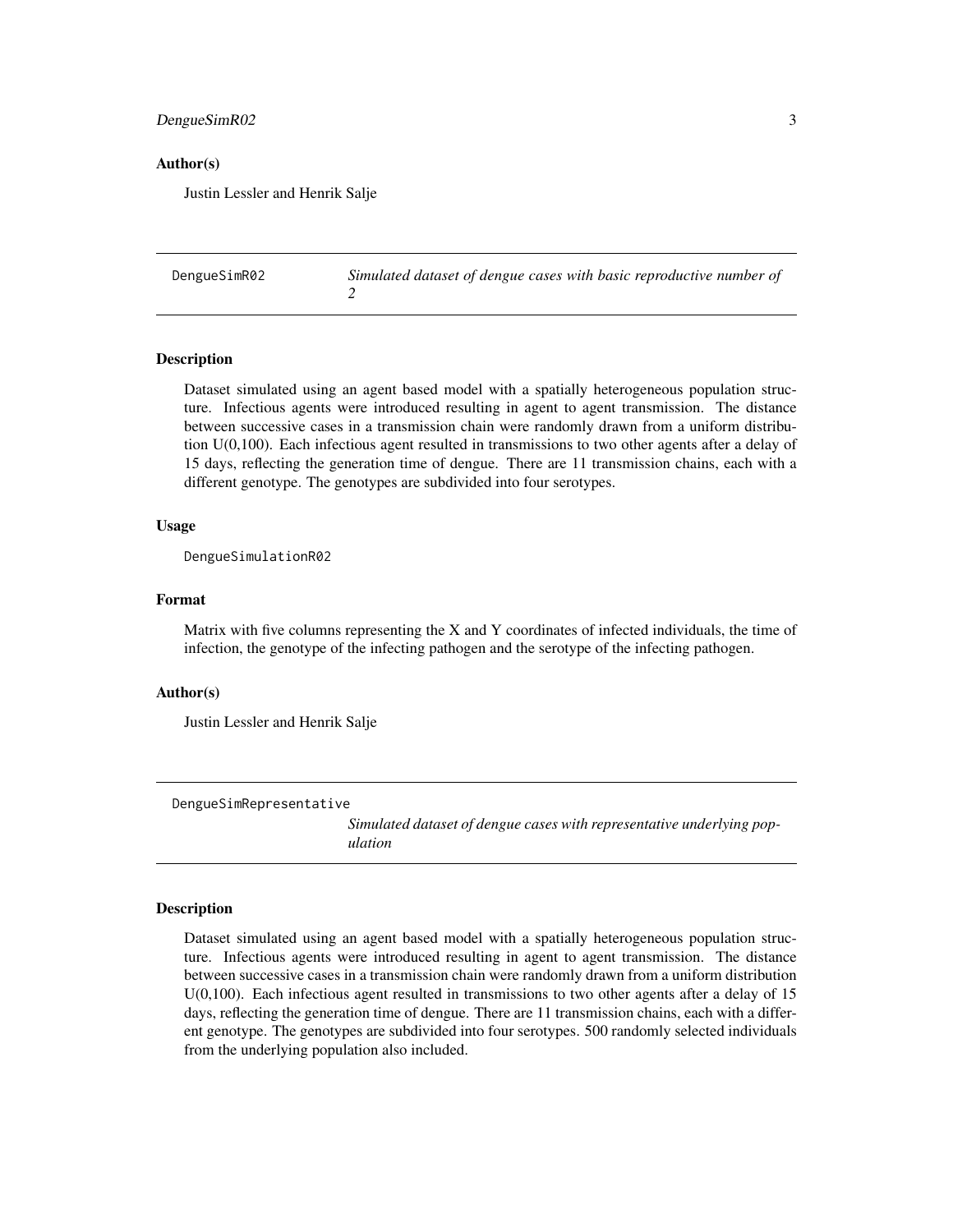### Author(s)

Justin Lessler and Henrik Salje

---

## DengueSimR02 — *Simulated dataset of dengue cases with basic reproductive number of 2*

### Description

Dataset simulated using an agent based model with a spatially heterogeneous population structure. Infectious agents were introduced resulting in agent to agent transmission. The distance between successive cases in a transmission chain were randomly drawn from a uniform distribution U(0,100). Each infectious agent resulted in transmissions to two other agents after a delay of 15 days, reflecting the generation time of dengue. There are 11 transmission chains, each with a different genotype. The genotypes are subdivided into four serotypes.

### Usage

```
DengueSimulationR02
```

### Format

Matrix with five columns representing the X and Y coordinates of infected individuals, the time of infection, the genotype of the infecting pathogen and the serotype of the infecting pathogen.

### Author(s)

Justin Lessler and Henrik Salje

---

## DengueSimRepresentative — *Simulated dataset of dengue cases with representative underlying population*

### Description

Dataset simulated using an agent based model with a spatially heterogeneous population structure. Infectious agents were introduced resulting in agent to agent transmission. The distance between successive cases in a transmission chain were randomly drawn from a uniform distribution U(0,100). Each infectious agent resulted in transmissions to two other agents after a delay of 15 days, reflecting the generation time of dengue. There are 11 transmission chains, each with a different genotype. The genotypes are subdivided into four serotypes. 500 randomly selected individuals from the underlying population also included.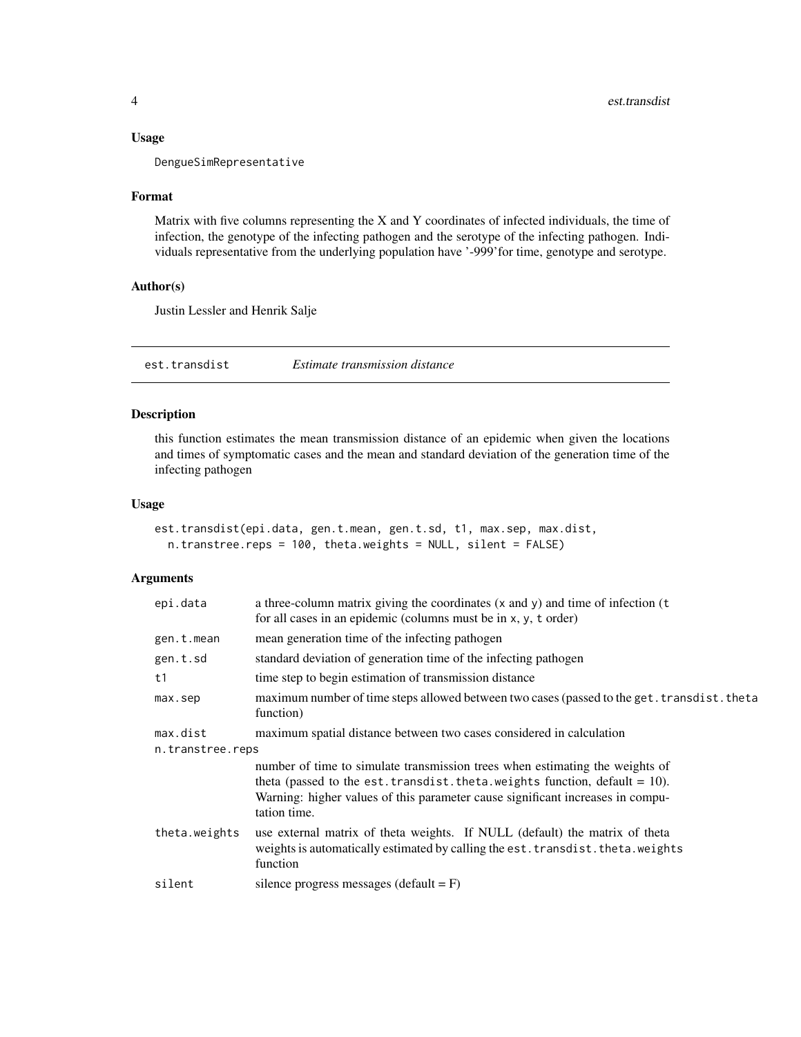### Usage

```
DengueSimRepresentative
```

### Format

Matrix with five columns representing the X and Y coordinates of infected individuals, the time of infection, the genotype of the infecting pathogen and the serotype of the infecting pathogen. Individuals representative from the underlying population have '-999'for time, genotype and serotype.

### Author(s)

Justin Lessler and Henrik Salje

---

## est.transdist *Estimate transmission distance*

---

### Description

this function estimates the mean transmission distance of an epidemic when given the locations and times of symptomatic cases and the mean and standard deviation of the generation time of the infecting pathogen

### Usage

```
est.transdist(epi.data, gen.t.mean, gen.t.sd, t1, max.sep, max.dist,
  n.transtree.reps = 100, theta.weights = NULL, silent = FALSE)
```

### Arguments

| | |
|---|---|
| `epi.data` | a three-column matrix giving the coordinates (`x` and `y`) and time of infection (`t` for all cases in an epidemic (columns must be in `x`, `y`, `t` order) |
| `gen.t.mean` | mean generation time of the infecting pathogen |
| `gen.t.sd` | standard deviation of generation time of the infecting pathogen |
| `t1` | time step to begin estimation of transmission distance |
| `max.sep` | maximum number of time steps allowed between two cases (passed to the `get.transdist.theta` function) |
| `max.dist` | maximum spatial distance between two cases considered in calculation |
| `n.transtree.reps` | number of time to simulate transmission trees when estimating the weights of theta (passed to the `est.transdist.theta.weights` function, default = 10). Warning: higher values of this parameter cause significant increases in computation time. |
| `theta.weights` | use external matrix of theta weights. If NULL (default) the matrix of theta weights is automatically estimated by calling the `est.transdist.theta.weights` function |
| `silent` | silence progress messages (default = F) |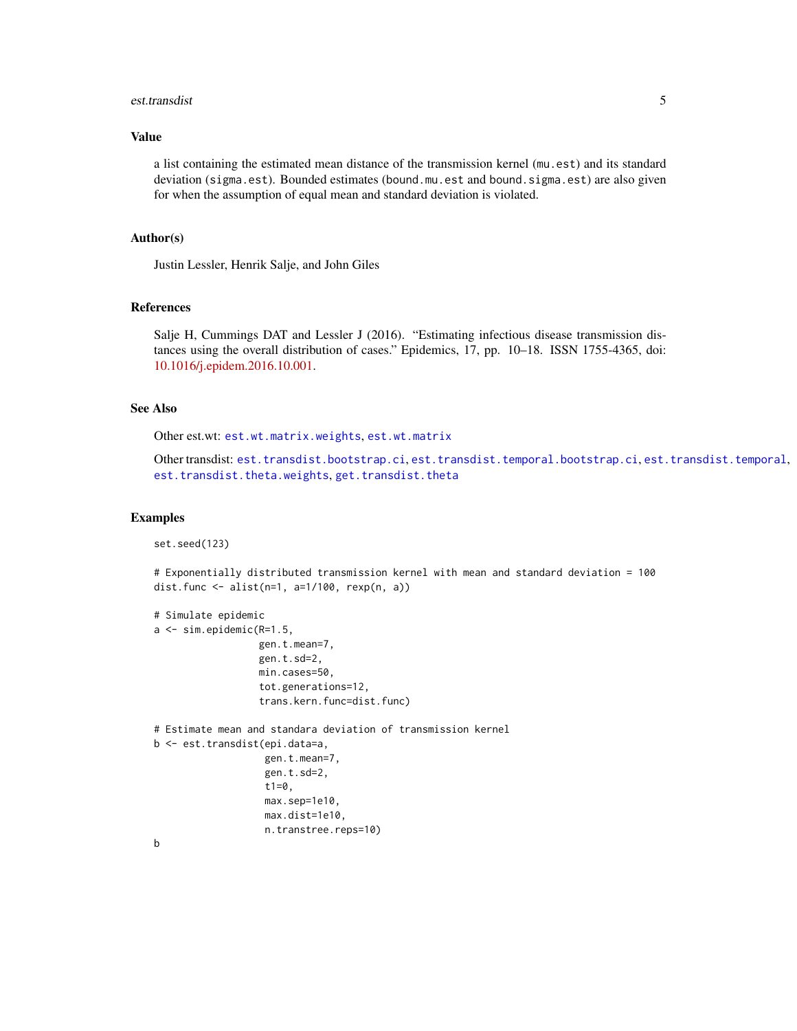## Value

a list containing the estimated mean distance of the transmission kernel (`mu.est`) and its standard deviation (`sigma.est`). Bounded estimates (`bound.mu.est` and `bound.sigma.est`) are also given for when the assumption of equal mean and standard deviation is violated.

## Author(s)

Justin Lessler, Henrik Salje, and John Giles

## References

Salje H, Cummings DAT and Lessler J (2016). "Estimating infectious disease transmission distances using the overall distribution of cases." Epidemics, 17, pp. 10–18. ISSN 1755-4365, doi: 10.1016/j.epidem.2016.10.001.

## See Also

Other est.wt: `est.wt.matrix.weights`, `est.wt.matrix`

Other transdist: `est.transdist.bootstrap.ci`, `est.transdist.temporal.bootstrap.ci`, `est.transdist.temporal`, `est.transdist.theta.weights`, `get.transdist.theta`

## Examples

```
set.seed(123)

# Exponentially distributed transmission kernel with mean and standard deviation = 100
dist.func <- alist(n=1, a=1/100, rexp(n, a))

# Simulate epidemic
a <- sim.epidemic(R=1.5,
                  gen.t.mean=7,
                  gen.t.sd=2,
                  min.cases=50,
                  tot.generations=12,
                  trans.kern.func=dist.func)

# Estimate mean and standara deviation of transmission kernel
b <- est.transdist(epi.data=a,
                   gen.t.mean=7,
                   gen.t.sd=2,
                   t1=0,
                   max.sep=1e10,
                   max.dist=1e10,
                   n.transtree.reps=10)
b
```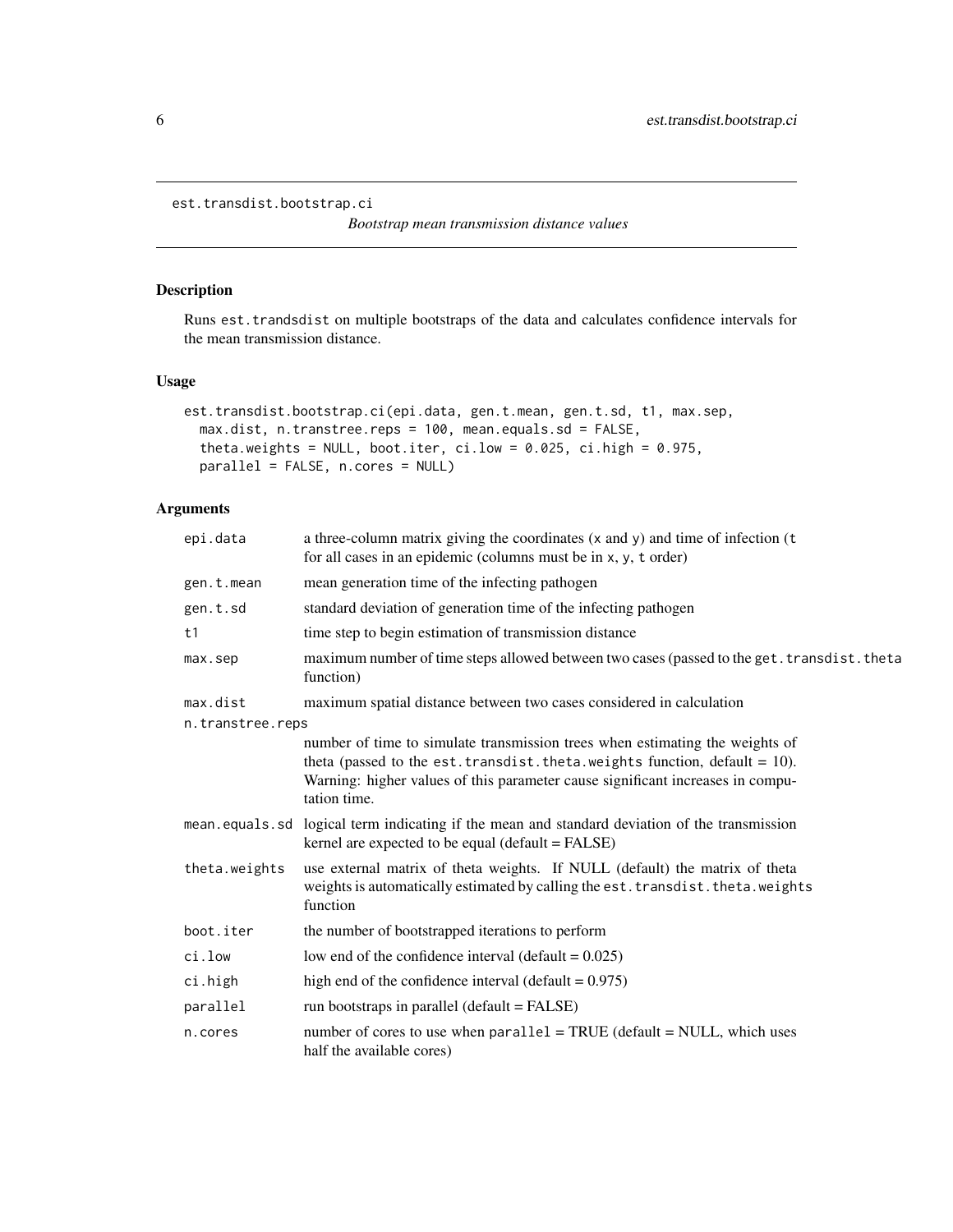est.transdist.bootstrap.ci

*Bootstrap mean transmission distance values*

## Description

Runs est.trandsdist on multiple bootstraps of the data and calculates confidence intervals for the mean transmission distance.

## Usage

```
est.transdist.bootstrap.ci(epi.data, gen.t.mean, gen.t.sd, t1, max.sep,
  max.dist, n.transtree.reps = 100, mean.equals.sd = FALSE,
  theta.weights = NULL, boot.iter, ci.low = 0.025, ci.high = 0.975,
  parallel = FALSE, n.cores = NULL)
```

## Arguments

| | |
|---|---|
| epi.data | a three-column matrix giving the coordinates (x and y) and time of infection (t for all cases in an epidemic (columns must be in x, y, t order) |
| gen.t.mean | mean generation time of the infecting pathogen |
| gen.t.sd | standard deviation of generation time of the infecting pathogen |
| t1 | time step to begin estimation of transmission distance |
| max.sep | maximum number of time steps allowed between two cases (passed to the get.transdist.theta function) |
| max.dist | maximum spatial distance between two cases considered in calculation |
| n.transtree.reps | number of time to simulate transmission trees when estimating the weights of theta (passed to the est.transdist.theta.weights function, default = 10). Warning: higher values of this parameter cause significant increases in computation time. |
| mean.equals.sd | logical term indicating if the mean and standard deviation of the transmission kernel are expected to be equal (default = FALSE) |
| theta.weights | use external matrix of theta weights. If NULL (default) the matrix of theta weights is automatically estimated by calling the est.transdist.theta.weights function |
| boot.iter | the number of bootstrapped iterations to perform |
| ci.low | low end of the confidence interval (default = 0.025) |
| ci.high | high end of the confidence interval (default = 0.975) |
| parallel | run bootstraps in parallel (default = FALSE) |
| n.cores | number of cores to use when parallel = TRUE (default = NULL, which uses half the available cores) |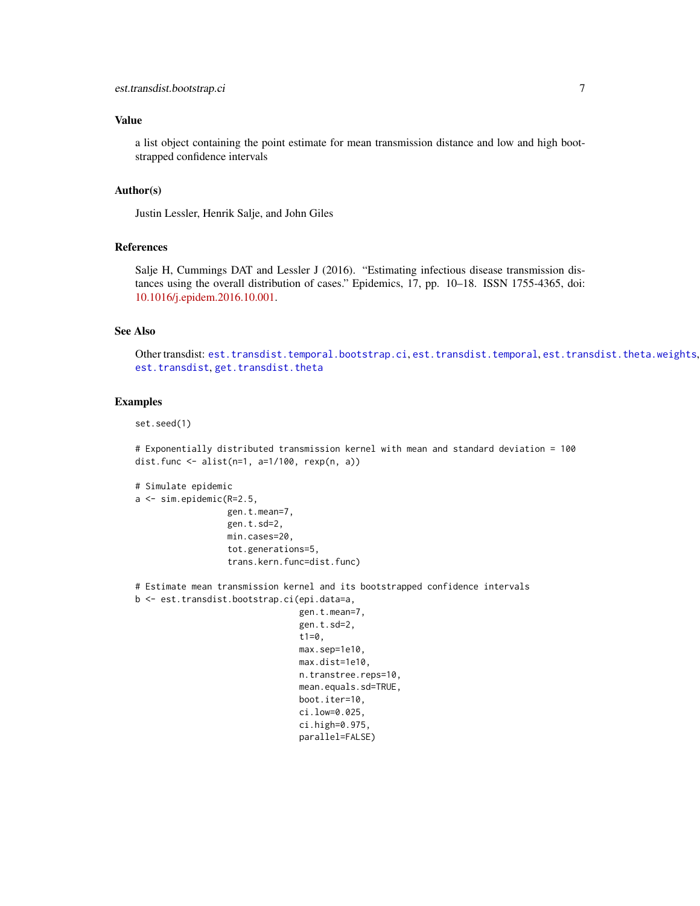## Value

a list object containing the point estimate for mean transmission distance and low and high bootstrapped confidence intervals

## Author(s)

Justin Lessler, Henrik Salje, and John Giles

## References

Salje H, Cummings DAT and Lessler J (2016). "Estimating infectious disease transmission distances using the overall distribution of cases." Epidemics, 17, pp. 10–18. ISSN 1755-4365, doi: 10.1016/j.epidem.2016.10.001.

## See Also

Other transdist: `est.transdist.temporal.bootstrap.ci`, `est.transdist.temporal`, `est.transdist.theta.weights`, `est.transdist`, `get.transdist.theta`

## Examples

```
set.seed(1)

# Exponentially distributed transmission kernel with mean and standard deviation = 100
dist.func <- alist(n=1, a=1/100, rexp(n, a))

# Simulate epidemic
a <- sim.epidemic(R=2.5,
                  gen.t.mean=7,
                  gen.t.sd=2,
                  min.cases=20,
                  tot.generations=5,
                  trans.kern.func=dist.func)

# Estimate mean transmission kernel and its bootstrapped confidence intervals
b <- est.transdist.bootstrap.ci(epi.data=a,
                                gen.t.mean=7,
                                gen.t.sd=2,
                                t1=0,
                                max.sep=1e10,
                                max.dist=1e10,
                                n.transtree.reps=10,
                                mean.equals.sd=TRUE,
                                boot.iter=10,
                                ci.low=0.025,
                                ci.high=0.975,
                                parallel=FALSE)
```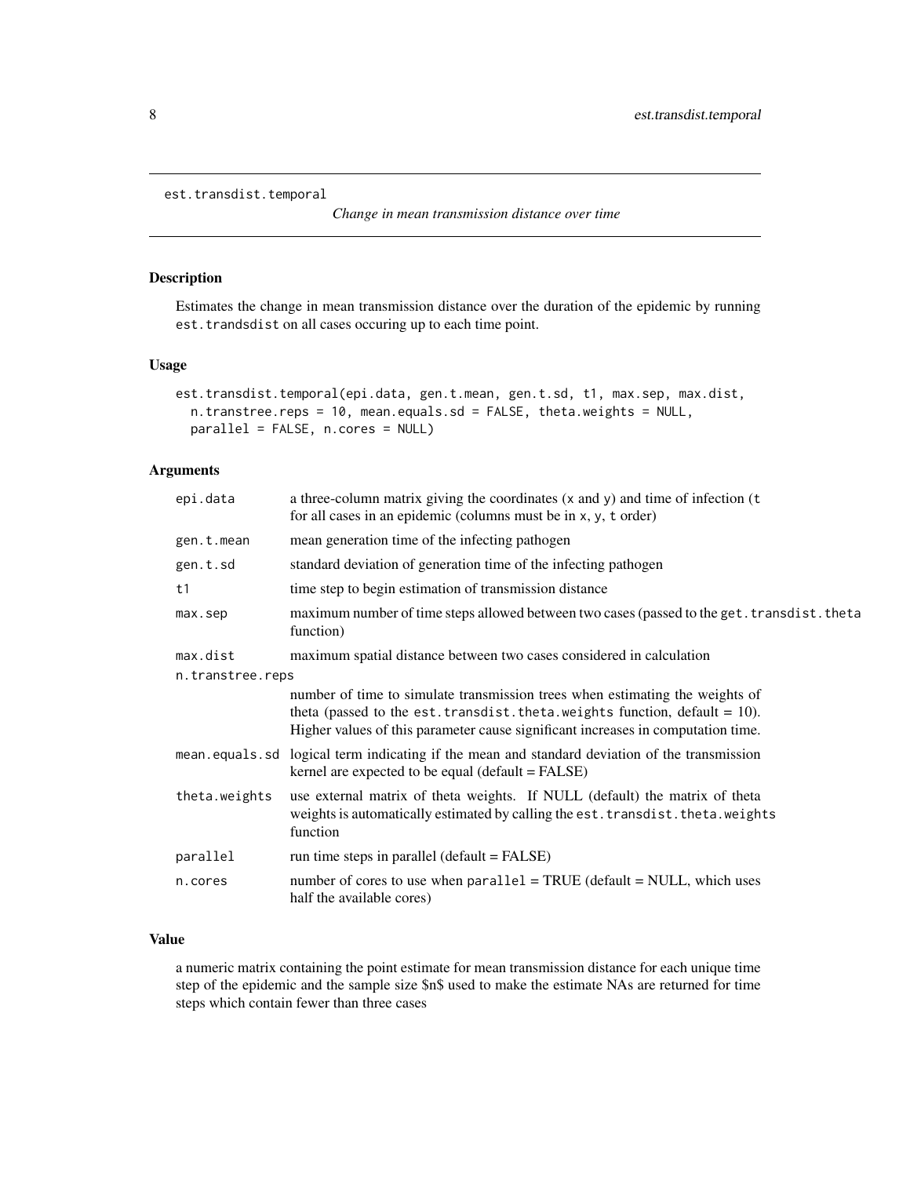est.transdist.temporal

*Change in mean transmission distance over time*

## Description

Estimates the change in mean transmission distance over the duration of the epidemic by running `est.trandsdist` on all cases occuring up to each time point.

## Usage

```
est.transdist.temporal(epi.data, gen.t.mean, gen.t.sd, t1, max.sep, max.dist,
  n.transtree.reps = 10, mean.equals.sd = FALSE, theta.weights = NULL,
  parallel = FALSE, n.cores = NULL)
```

## Arguments

| | |
|---|---|
| `epi.data` | a three-column matrix giving the coordinates (`x` and `y`) and time of infection (`t` for all cases in an epidemic (columns must be in `x`, `y`, `t` order) |
| `gen.t.mean` | mean generation time of the infecting pathogen |
| `gen.t.sd` | standard deviation of generation time of the infecting pathogen |
| `t1` | time step to begin estimation of transmission distance |
| `max.sep` | maximum number of time steps allowed between two cases (passed to the `get.transdist.theta` function) |
| `max.dist` | maximum spatial distance between two cases considered in calculation |
| `n.transtree.reps` | number of time to simulate transmission trees when estimating the weights of theta (passed to the `est.transdist.theta.weights` function, default = 10). Higher values of this parameter cause significant increases in computation time. |
| `mean.equals.sd` | logical term indicating if the mean and standard deviation of the transmission kernel are expected to be equal (default = FALSE) |
| `theta.weights` | use external matrix of theta weights. If NULL (default) the matrix of theta weights is automatically estimated by calling the `est.transdist.theta.weights` function |
| `parallel` | run time steps in parallel (default = FALSE) |
| `n.cores` | number of cores to use when `parallel` = TRUE (default = NULL, which uses half the available cores) |

## Value

a numeric matrix containing the point estimate for mean transmission distance for each unique time step of the epidemic and the sample size $n$ used to make the estimate NAs are returned for time steps which contain fewer than three cases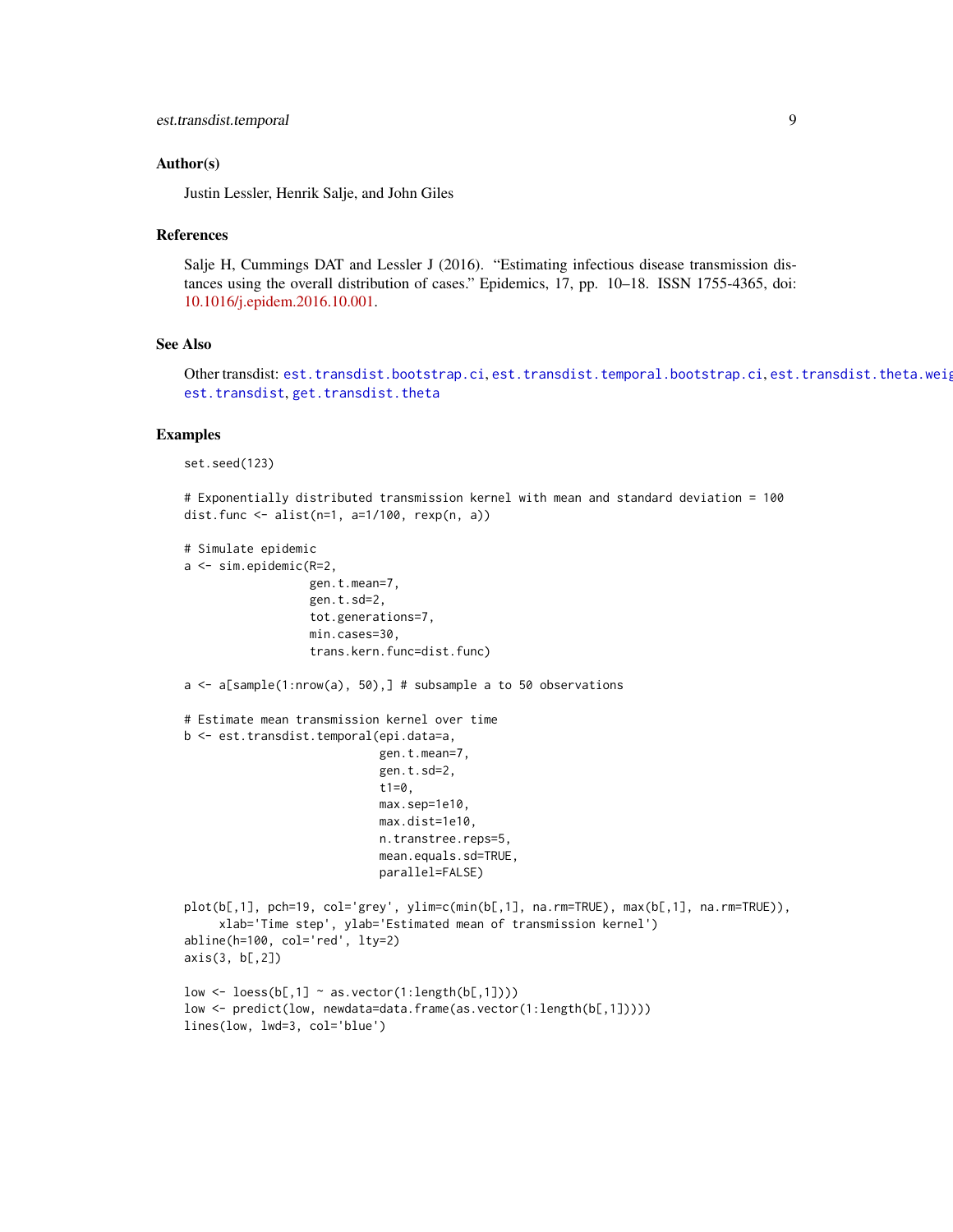### Author(s)

Justin Lessler, Henrik Salje, and John Giles

### References

Salje H, Cummings DAT and Lessler J (2016). "Estimating infectious disease transmission distances using the overall distribution of cases." Epidemics, 17, pp. 10–18. ISSN 1755-4365, doi: 10.1016/j.epidem.2016.10.001.

### See Also

Other transdist: `est.transdist.bootstrap.ci`, `est.transdist.temporal.bootstrap.ci`, `est.transdist.theta.weig`
`est.transdist`, `get.transdist.theta`

### Examples

```
set.seed(123)

# Exponentially distributed transmission kernel with mean and standard deviation = 100
dist.func <- alist(n=1, a=1/100, rexp(n, a))

# Simulate epidemic
a <- sim.epidemic(R=2,
                  gen.t.mean=7,
                  gen.t.sd=2,
                  tot.generations=7,
                  min.cases=30,
                  trans.kern.func=dist.func)

a <- a[sample(1:nrow(a), 50),] # subsample a to 50 observations

# Estimate mean transmission kernel over time
b <- est.transdist.temporal(epi.data=a,
                            gen.t.mean=7,
                            gen.t.sd=2,
                            t1=0,
                            max.sep=1e10,
                            max.dist=1e10,
                            n.transtree.reps=5,
                            mean.equals.sd=TRUE,
                            parallel=FALSE)

plot(b[,1], pch=19, col='grey', ylim=c(min(b[,1], na.rm=TRUE), max(b[,1], na.rm=TRUE)),
     xlab='Time step', ylab='Estimated mean of transmission kernel')
abline(h=100, col='red', lty=2)
axis(3, b[,2])

low <- loess(b[,1] ~ as.vector(1:length(b[,1])))
low <- predict(low, newdata=data.frame(as.vector(1:length(b[,1]))))
lines(low, lwd=3, col='blue')
```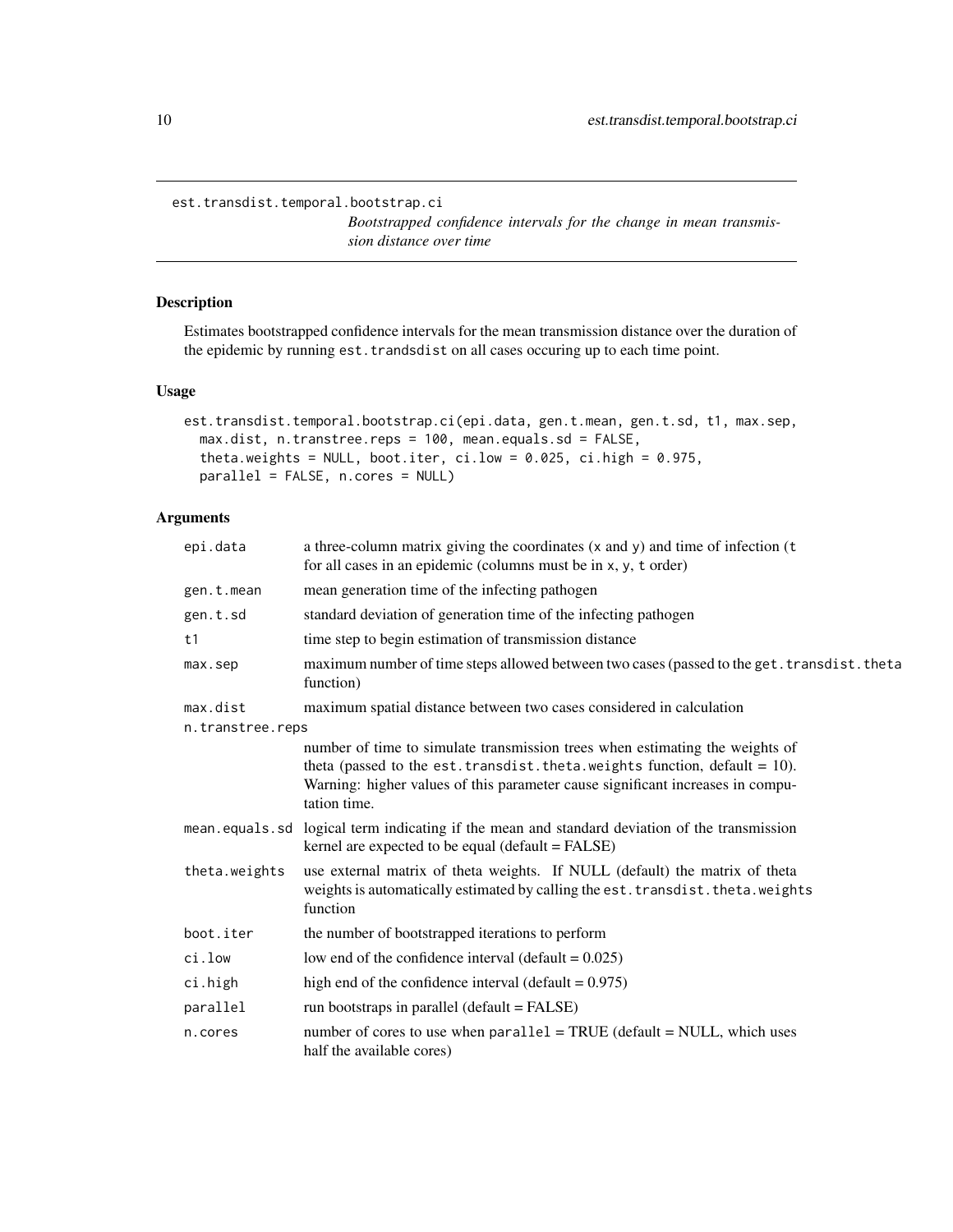`est.transdist.temporal.bootstrap.ci`

*Bootstrapped confidence intervals for the change in mean transmission distance over time*

## Description

Estimates bootstrapped confidence intervals for the mean transmission distance over the duration of the epidemic by running `est.trandsdist` on all cases occuring up to each time point.

## Usage

```
est.transdist.temporal.bootstrap.ci(epi.data, gen.t.mean, gen.t.sd, t1, max.sep,
  max.dist, n.transtree.reps = 100, mean.equals.sd = FALSE,
  theta.weights = NULL, boot.iter, ci.low = 0.025, ci.high = 0.975,
  parallel = FALSE, n.cores = NULL)
```

## Arguments

| Argument | Description |
|---|---|
| `epi.data` | a three-column matrix giving the coordinates (`x` and `y`) and time of infection (`t` for all cases in an epidemic (columns must be in `x`, `y`, `t` order) |
| `gen.t.mean` | mean generation time of the infecting pathogen |
| `gen.t.sd` | standard deviation of generation time of the infecting pathogen |
| `t1` | time step to begin estimation of transmission distance |
| `max.sep` | maximum number of time steps allowed between two cases (passed to the `get.transdist.theta` function) |
| `max.dist` | maximum spatial distance between two cases considered in calculation |
| `n.transtree.reps` | number of time to simulate transmission trees when estimating the weights of theta (passed to the `est.transdist.theta.weights` function, default = 10). Warning: higher values of this parameter cause significant increases in computation time. |
| `mean.equals.sd` | logical term indicating if the mean and standard deviation of the transmission kernel are expected to be equal (default = FALSE) |
| `theta.weights` | use external matrix of theta weights. If NULL (default) the matrix of theta weights is automatically estimated by calling the `est.transdist.theta.weights` function |
| `boot.iter` | the number of bootstrapped iterations to perform |
| `ci.low` | low end of the confidence interval (default = 0.025) |
| `ci.high` | high end of the confidence interval (default = 0.975) |
| `parallel` | run bootstraps in parallel (default = FALSE) |
| `n.cores` | number of cores to use when `parallel` = TRUE (default = NULL, which uses half the available cores) |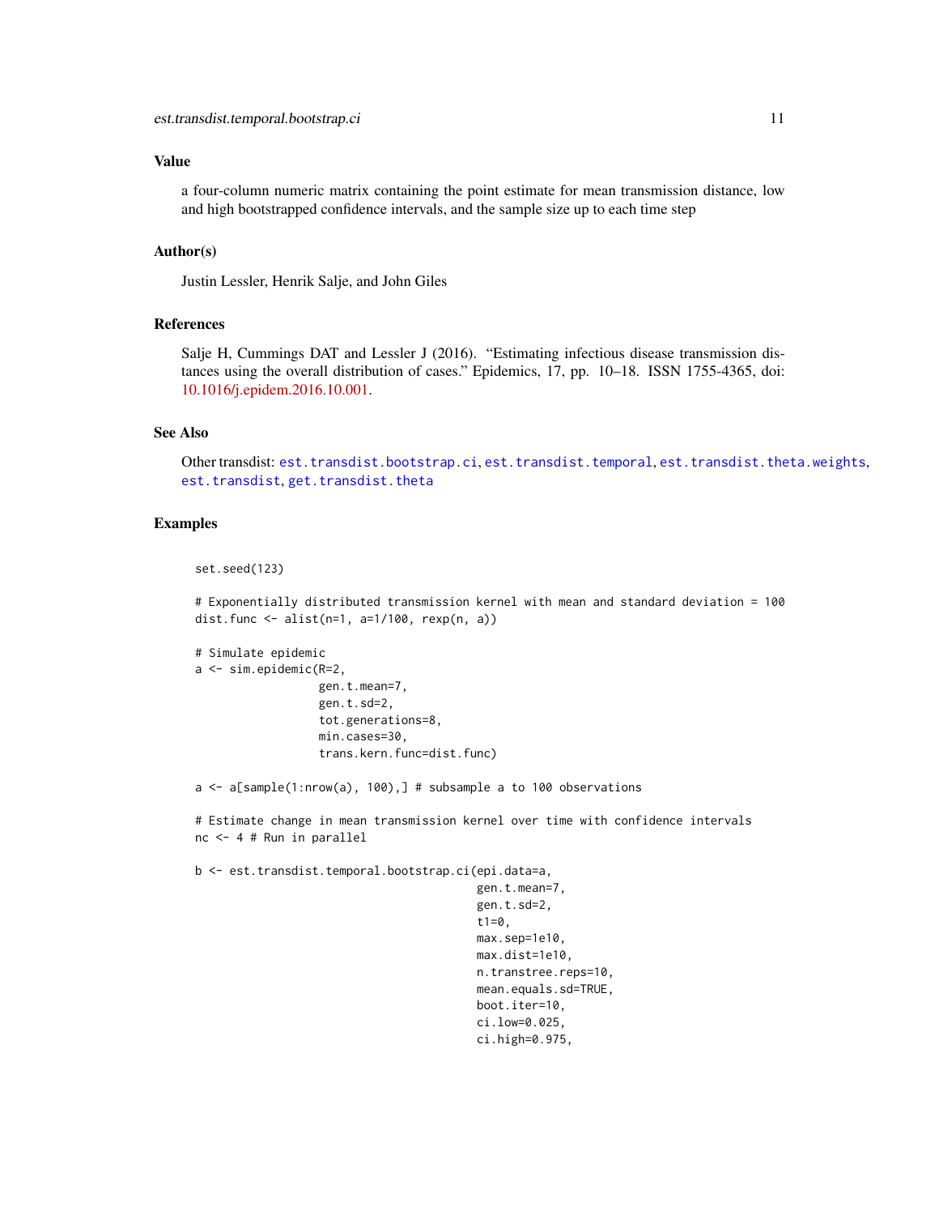### Value

a four-column numeric matrix containing the point estimate for mean transmission distance, low and high bootstrapped confidence intervals, and the sample size up to each time step

### Author(s)

Justin Lessler, Henrik Salje, and John Giles

### References

Salje H, Cummings DAT and Lessler J (2016). "Estimating infectious disease transmission distances using the overall distribution of cases." Epidemics, 17, pp. 10–18. ISSN 1755-4365, doi: 10.1016/j.epidem.2016.10.001.

### See Also

Other transdist: est.transdist.bootstrap.ci, est.transdist.temporal, est.transdist.theta.weights, est.transdist, get.transdist.theta

### Examples

```
set.seed(123)

# Exponentially distributed transmission kernel with mean and standard deviation = 100
dist.func <- alist(n=1, a=1/100, rexp(n, a))

# Simulate epidemic
a <- sim.epidemic(R=2,
                  gen.t.mean=7,
                  gen.t.sd=2,
                  tot.generations=8,
                  min.cases=30,
                  trans.kern.func=dist.func)

a <- a[sample(1:nrow(a), 100),] # subsample a to 100 observations

# Estimate change in mean transmission kernel over time with confidence intervals
nc <- 4 # Run in parallel

b <- est.transdist.temporal.bootstrap.ci(epi.data=a,
                                         gen.t.mean=7,
                                         gen.t.sd=2,
                                         t1=0,
                                         max.sep=1e10,
                                         max.dist=1e10,
                                         n.transtree.reps=10,
                                         mean.equals.sd=TRUE,
                                         boot.iter=10,
                                         ci.low=0.025,
                                         ci.high=0.975,
```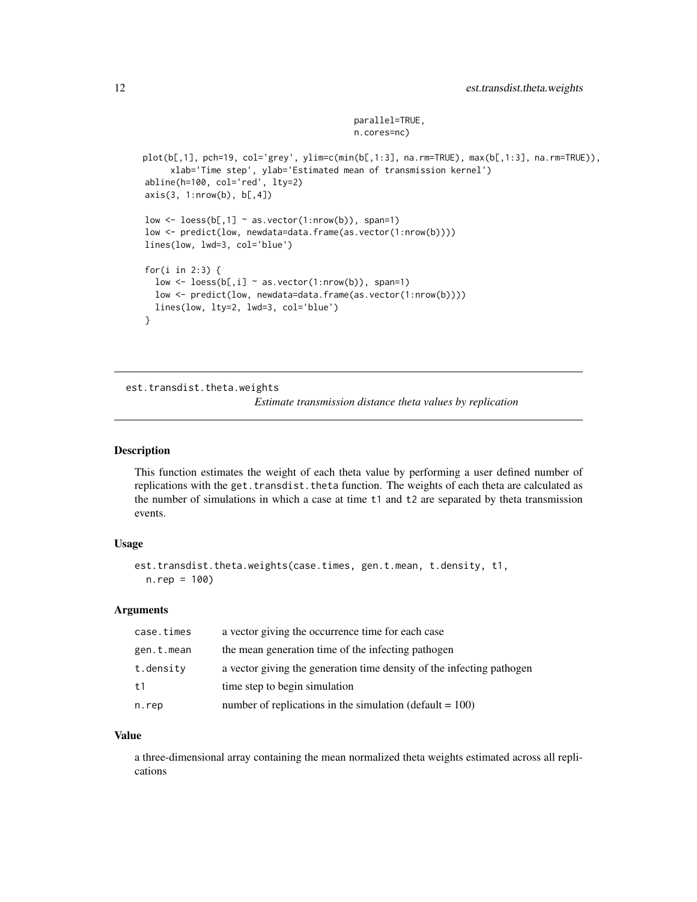```
                                        parallel=TRUE,
                                        n.cores=nc)

plot(b[,1], pch=19, col='grey', ylim=c(min(b[,1:3], na.rm=TRUE), max(b[,1:3], na.rm=TRUE)),
     xlab='Time step', ylab='Estimated mean of transmission kernel')
abline(h=100, col='red', lty=2)
axis(3, 1:nrow(b), b[,4])

low <- loess(b[,1] ~ as.vector(1:nrow(b)), span=1)
low <- predict(low, newdata=data.frame(as.vector(1:nrow(b))))
lines(low, lwd=3, col='blue')

for(i in 2:3) {
  low <- loess(b[,i] ~ as.vector(1:nrow(b)), span=1)
  low <- predict(low, newdata=data.frame(as.vector(1:nrow(b))))
  lines(low, lty=2, lwd=3, col='blue')
}
```

---

## est.transdist.theta.weights

*Estimate transmission distance theta values by replication*

---

### Description

This function estimates the weight of each theta value by performing a user defined number of replications with the `get.transdist.theta` function. The weights of each theta are calculated as the number of simulations in which a case at time `t1` and `t2` are separated by theta transmission events.

### Usage

```
est.transdist.theta.weights(case.times, gen.t.mean, t.density, t1,
  n.rep = 100)
```

### Arguments

| | |
|---|---|
| `case.times` | a vector giving the occurrence time for each case |
| `gen.t.mean` | the mean generation time of the infecting pathogen |
| `t.density` | a vector giving the generation time density of the infecting pathogen |
| `t1` | time step to begin simulation |
| `n.rep` | number of replications in the simulation (default = 100) |

### Value

a three-dimensional array containing the mean normalized theta weights estimated across all replications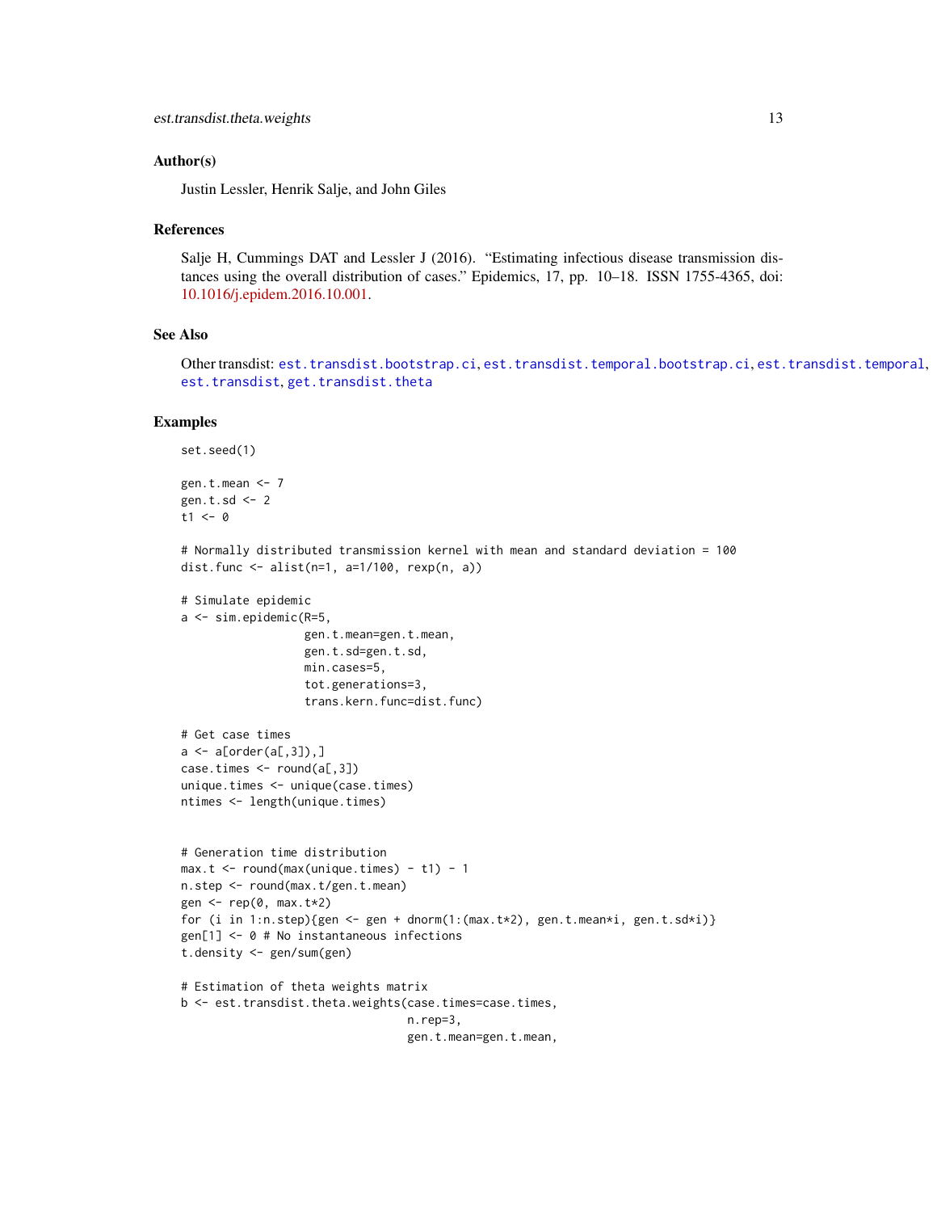## Author(s)

Justin Lessler, Henrik Salje, and John Giles

## References

Salje H, Cummings DAT and Lessler J (2016). "Estimating infectious disease transmission distances using the overall distribution of cases." Epidemics, 17, pp. 10–18. ISSN 1755-4365, doi: 10.1016/j.epidem.2016.10.001.

## See Also

Other transdist: est.transdist.bootstrap.ci, est.transdist.temporal.bootstrap.ci, est.transdist.temporal, est.transdist, get.transdist.theta

## Examples

```
set.seed(1)

gen.t.mean <- 7
gen.t.sd <- 2
t1 <- 0

# Normally distributed transmission kernel with mean and standard deviation = 100
dist.func <- alist(n=1, a=1/100, rexp(n, a))

# Simulate epidemic
a <- sim.epidemic(R=5,
                  gen.t.mean=gen.t.mean,
                  gen.t.sd=gen.t.sd,
                  min.cases=5,
                  tot.generations=3,
                  trans.kern.func=dist.func)

# Get case times
a <- a[order(a[,3]),]
case.times <- round(a[,3])
unique.times <- unique(case.times)
ntimes <- length(unique.times)


# Generation time distribution
max.t <- round(max(unique.times) - t1) - 1
n.step <- round(max.t/gen.t.mean)
gen <- rep(0, max.t*2)
for (i in 1:n.step){gen <- gen + dnorm(1:(max.t*2), gen.t.mean*i, gen.t.sd*i)}
gen[1] <- 0 # No instantaneous infections
t.density <- gen/sum(gen)

# Estimation of theta weights matrix
b <- est.transdist.theta.weights(case.times=case.times,
                                 n.rep=3,
                                 gen.t.mean=gen.t.mean,
```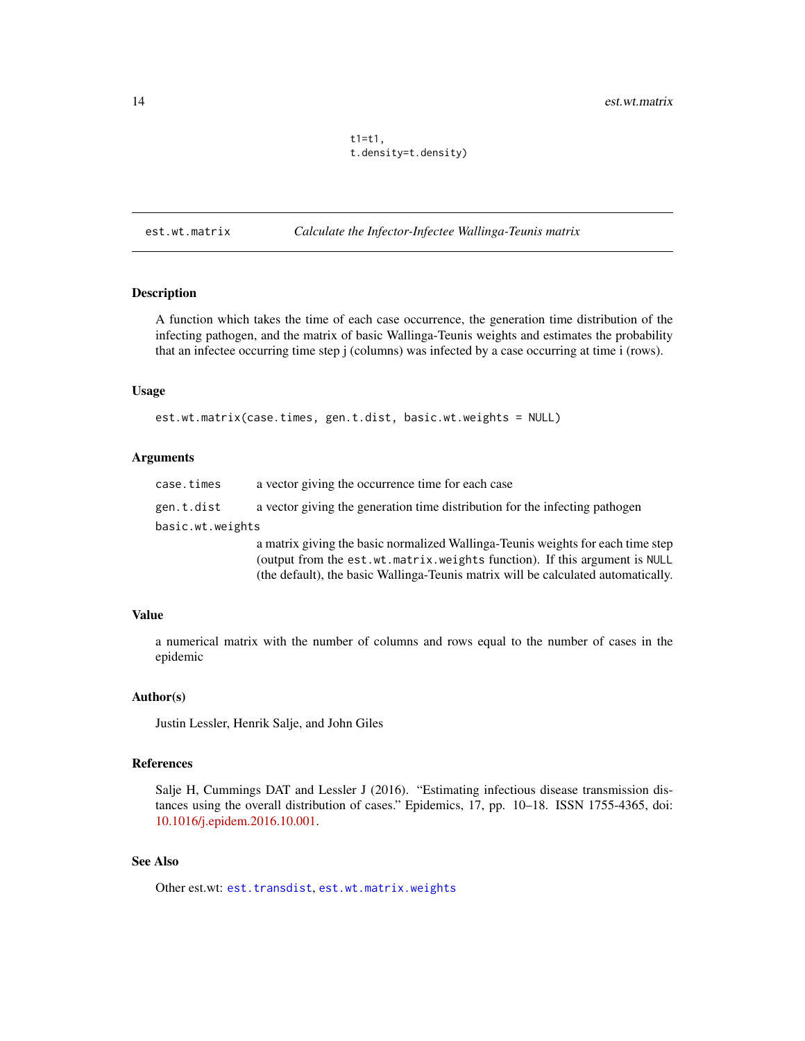```
                t1=t1,
                t.density=t.density)
```

## est.wt.matrix *Calculate the Infector-Infectee Wallinga-Teunis matrix*

### Description

A function which takes the time of each case occurrence, the generation time distribution of the infecting pathogen, and the matrix of basic Wallinga-Teunis weights and estimates the probability that an infectee occurring time step j (columns) was infected by a case occurring at time i (rows).

### Usage

```
est.wt.matrix(case.times, gen.t.dist, basic.wt.weights = NULL)
```

### Arguments

| | |
|---|---|
| `case.times` | a vector giving the occurrence time for each case |
| `gen.t.dist` | a vector giving the generation time distribution for the infecting pathogen |
| `basic.wt.weights` | a matrix giving the basic normalized Wallinga-Teunis weights for each time step (output from the `est.wt.matrix.weights` function). If this argument is `NULL` (the default), the basic Wallinga-Teunis matrix will be calculated automatically. |

### Value

a numerical matrix with the number of columns and rows equal to the number of cases in the epidemic

### Author(s)

Justin Lessler, Henrik Salje, and John Giles

### References

Salje H, Cummings DAT and Lessler J (2016). "Estimating infectious disease transmission distances using the overall distribution of cases." Epidemics, 17, pp. 10–18. ISSN 1755-4365, doi: 10.1016/j.epidem.2016.10.001.

### See Also

Other est.wt: `est.transdist`, `est.wt.matrix.weights`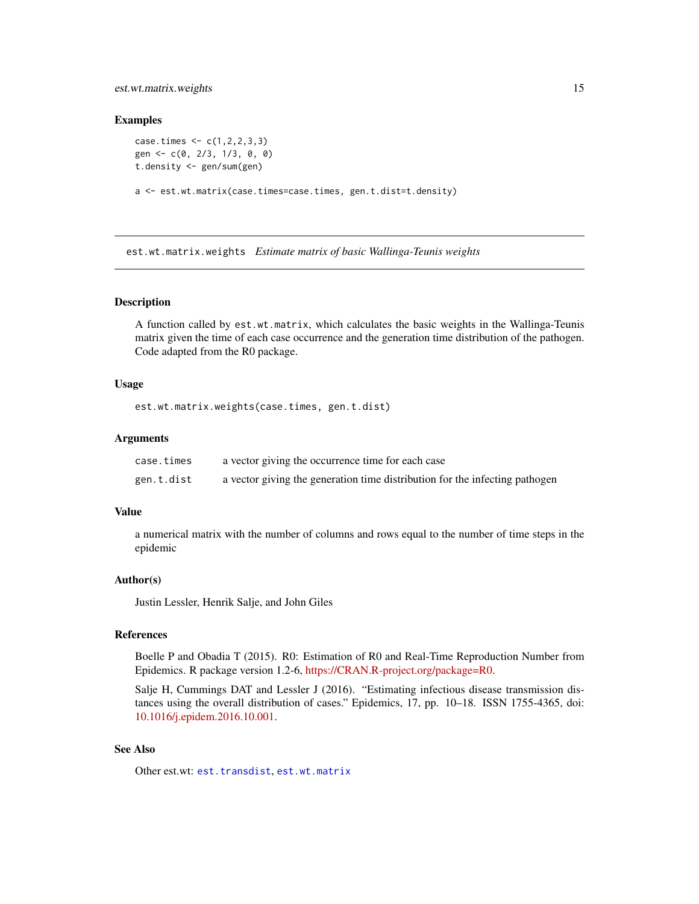### Examples

```
case.times <- c(1,2,2,3,3)
gen <- c(0, 2/3, 1/3, 0, 0)
t.density <- gen/sum(gen)

a <- est.wt.matrix(case.times=case.times, gen.t.dist=t.density)
```

---

## est.wt.matrix.weights *Estimate matrix of basic Wallinga-Teunis weights*

---

### Description

A function called by `est.wt.matrix`, which calculates the basic weights in the Wallinga-Teunis matrix given the time of each case occurrence and the generation time distribution of the pathogen. Code adapted from the R0 package.

### Usage

```
est.wt.matrix.weights(case.times, gen.t.dist)
```

### Arguments

| | |
|---|---|
| `case.times` | a vector giving the occurrence time for each case |
| `gen.t.dist` | a vector giving the generation time distribution for the infecting pathogen |

### Value

a numerical matrix with the number of columns and rows equal to the number of time steps in the epidemic

### Author(s)

Justin Lessler, Henrik Salje, and John Giles

### References

Boelle P and Obadia T (2015). R0: Estimation of R0 and Real-Time Reproduction Number from Epidemics. R package version 1.2-6, https://CRAN.R-project.org/package=R0.

Salje H, Cummings DAT and Lessler J (2016). "Estimating infectious disease transmission distances using the overall distribution of cases." Epidemics, 17, pp. 10–18. ISSN 1755-4365, doi: 10.1016/j.epidem.2016.10.001.

### See Also

Other est.wt: `est.transdist`, `est.wt.matrix`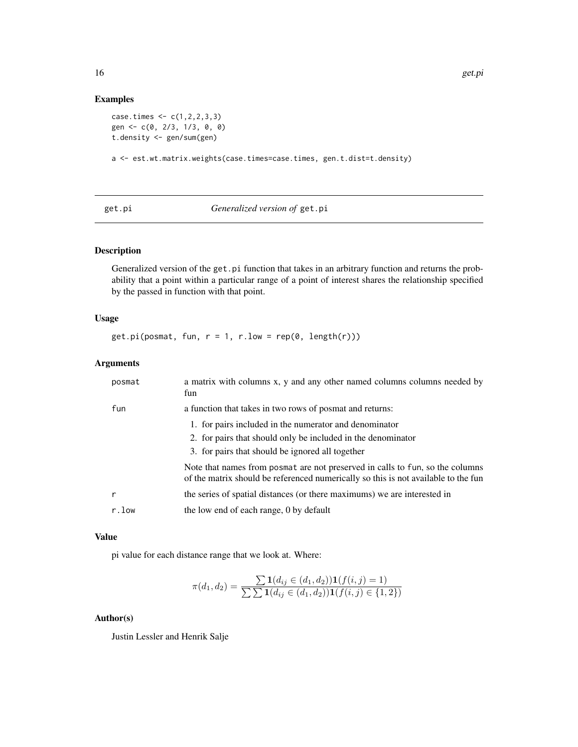## Examples

```
case.times <- c(1,2,2,3,3)
gen <- c(0, 2/3, 1/3, 0, 0)
t.density <- gen/sum(gen)

a <- est.wt.matrix.weights(case.times=case.times, gen.t.dist=t.density)
```

---

get.pi    *Generalized version of* get.pi

---

### Description

Generalized version of the get.pi function that takes in an arbitrary function and returns the probability that a point within a particular range of a point of interest shares the relationship specified by the passed in function with that point.

### Usage

```
get.pi(posmat, fun, r = 1, r.low = rep(0, length(r)))
```

### Arguments

| | |
|---|---|
| posmat | a matrix with columns x, y and any other named columns columns needed by fun |
| fun | a function that takes in two rows of posmat and returns:<br>1. for pairs included in the numerator and denominator<br>2. for pairs that should only be included in the denominator<br>3. for pairs that should be ignored all together<br><br>Note that names from posmat are not preserved in calls to fun, so the columns of the matrix should be referenced numerically so this is not available to the fun |
| r | the series of spatial distances (or there maximums) we are interested in |
| r.low | the low end of each range, 0 by default |

### Value

pi value for each distance range that we look at. Where:

$$\pi(d_1, d_2) = \frac{\sum \mathbf{1}(d_{ij} \in (d_1, d_2))\mathbf{1}(f(i,j) = 1)}{\sum \sum \mathbf{1}(d_{ij} \in (d_1, d_2))\mathbf{1}(f(i,j) \in \{1, 2\})}$$

### Author(s)

Justin Lessler and Henrik Salje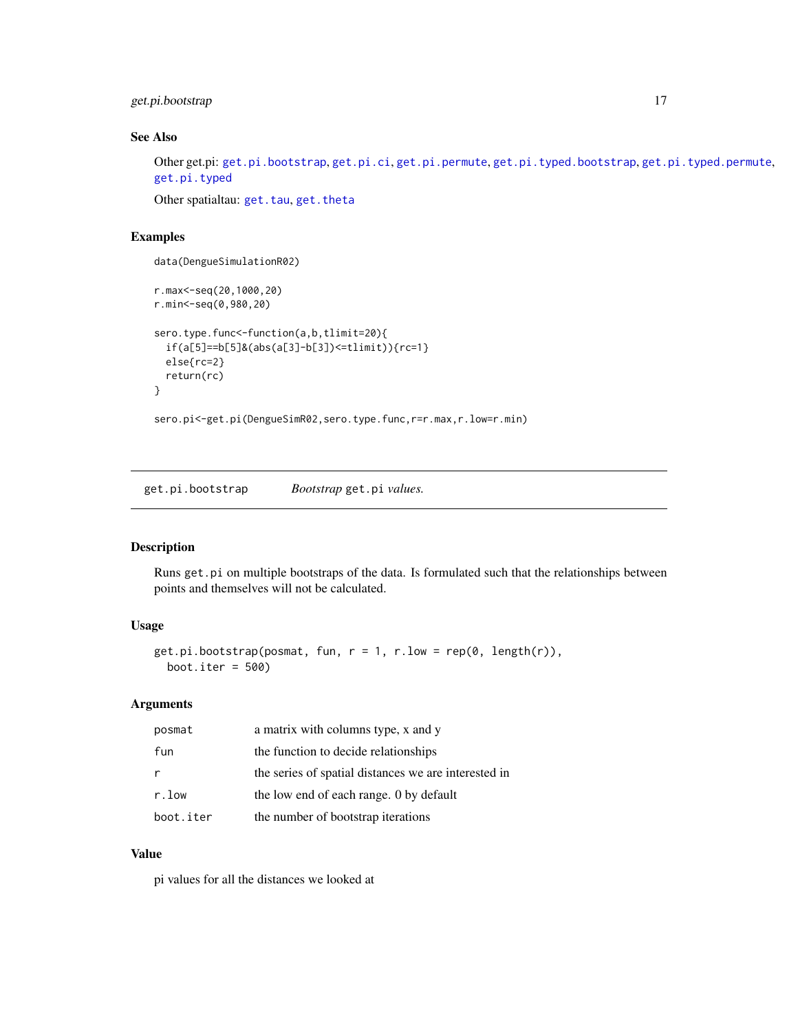### See Also

Other get.pi: `get.pi.bootstrap`, `get.pi.ci`, `get.pi.permute`, `get.pi.typed.bootstrap`, `get.pi.typed.permute`, `get.pi.typed`

Other spatialtau: `get.tau`, `get.theta`

### Examples

```
data(DengueSimulationR02)

r.max<-seq(20,1000,20)
r.min<-seq(0,980,20)

sero.type.func<-function(a,b,tlimit=20){
  if(a[5]==b[5]&(abs(a[3]-b[3])<=tlimit)){rc=1}
  else{rc=2}
  return(rc)
}

sero.pi<-get.pi(DengueSimR02,sero.type.func,r=r.max,r.low=r.min)
```

---

## get.pi.bootstrap — *Bootstrap* `get.pi` *values.*

### Description

Runs `get.pi` on multiple bootstraps of the data. Is formulated such that the relationships between points and themselves will not be calculated.

### Usage

```
get.pi.bootstrap(posmat, fun, r = 1, r.low = rep(0, length(r)),
  boot.iter = 500)
```

### Arguments

| | |
|---|---|
| posmat | a matrix with columns type, x and y |
| fun | the function to decide relationships |
| r | the series of spatial distances we are interested in |
| r.low | the low end of each range. 0 by default |
| boot.iter | the number of bootstrap iterations |

### Value

pi values for all the distances we looked at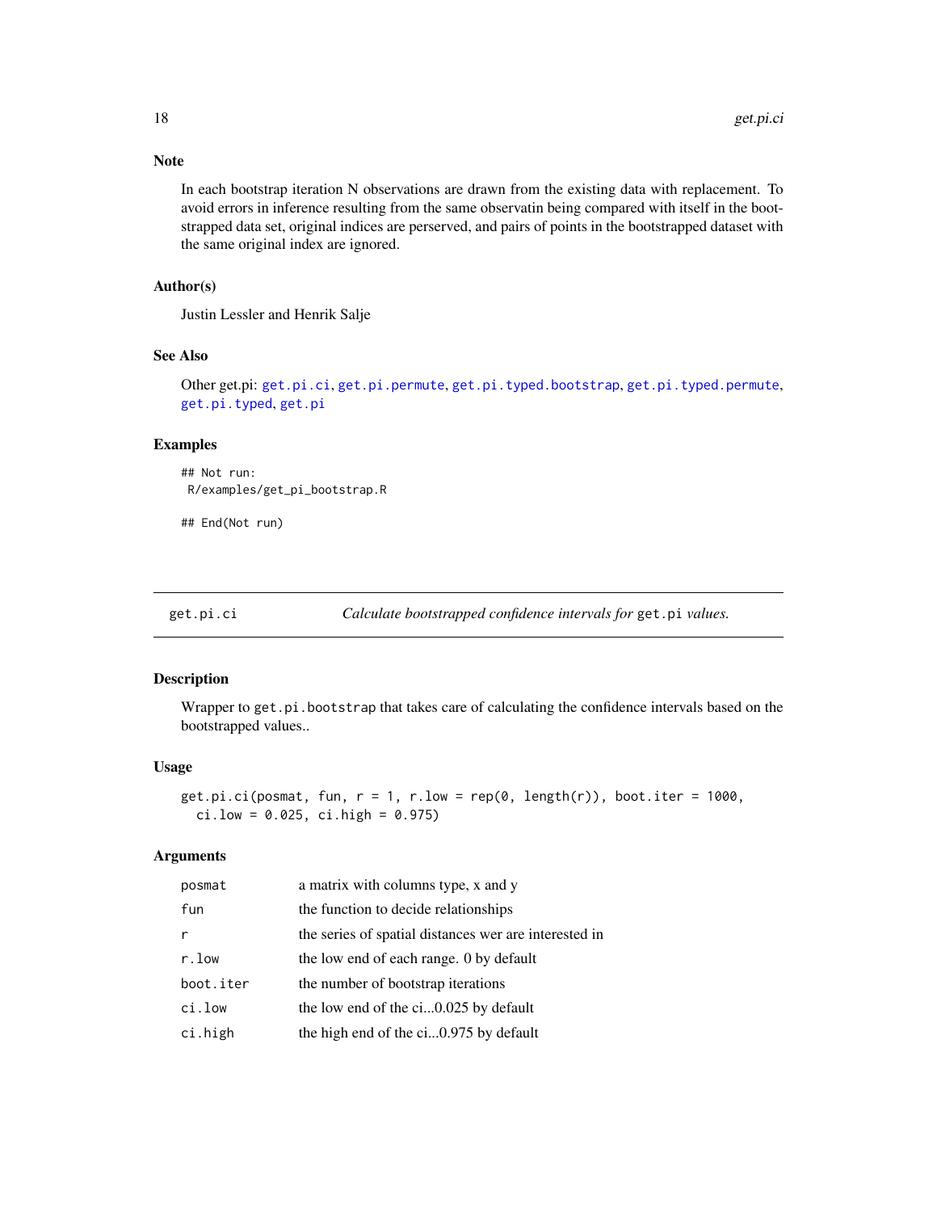## Note

In each bootstrap iteration N observations are drawn from the existing data with replacement. To avoid errors in inference resulting from the same observatin being compared with itself in the bootstrapped data set, original indices are perserved, and pairs of points in the bootstrapped dataset with the same original index are ignored.

## Author(s)

Justin Lessler and Henrik Salje

## See Also

Other get.pi: get.pi.ci, get.pi.permute, get.pi.typed.bootstrap, get.pi.typed.permute, get.pi.typed, get.pi

## Examples

```
## Not run:
 R/examples/get_pi_bootstrap.R

## End(Not run)
```

---

# get.pi.ci — *Calculate bootstrapped confidence intervals for* `get.pi` *values.*

## Description

Wrapper to `get.pi.bootstrap` that takes care of calculating the confidence intervals based on the bootstrapped values..

## Usage

```
get.pi.ci(posmat, fun, r = 1, r.low = rep(0, length(r)), boot.iter = 1000,
  ci.low = 0.025, ci.high = 0.975)
```

## Arguments

| | |
|---|---|
| `posmat` | a matrix with columns type, x and y |
| `fun` | the function to decide relationships |
| `r` | the series of spatial distances wer are interested in |
| `r.low` | the low end of each range. 0 by default |
| `boot.iter` | the number of bootstrap iterations |
| `ci.low` | the low end of the ci...0.025 by default |
| `ci.high` | the high end of the ci...0.975 by default |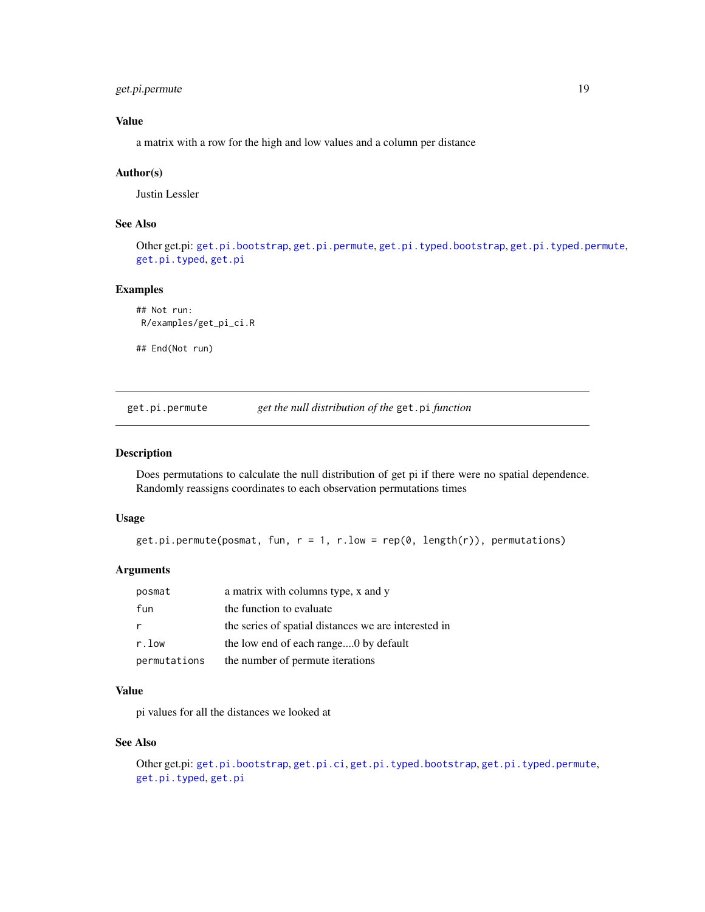### Value

a matrix with a row for the high and low values and a column per distance

### Author(s)

Justin Lessler

### See Also

Other get.pi: `get.pi.bootstrap`, `get.pi.permute`, `get.pi.typed.bootstrap`, `get.pi.typed.permute`, `get.pi.typed`, `get.pi`

### Examples

```
## Not run:
 R/examples/get_pi_ci.R

## End(Not run)
```

---

## get.pi.permute — *get the null distribution of the* `get.pi` *function*

---

### Description

Does permutations to calculate the null distribution of get pi if there were no spatial dependence. Randomly reassigns coordinates to each observation permutations times

### Usage

```
get.pi.permute(posmat, fun, r = 1, r.low = rep(0, length(r)), permutations)
```

### Arguments

| | |
|---|---|
| `posmat` | a matrix with columns type, x and y |
| `fun` | the function to evaluate |
| `r` | the series of spatial distances we are interested in |
| `r.low` | the low end of each range....0 by default |
| `permutations` | the number of permute iterations |

### Value

pi values for all the distances we looked at

### See Also

Other get.pi: `get.pi.bootstrap`, `get.pi.ci`, `get.pi.typed.bootstrap`, `get.pi.typed.permute`, `get.pi.typed`, `get.pi`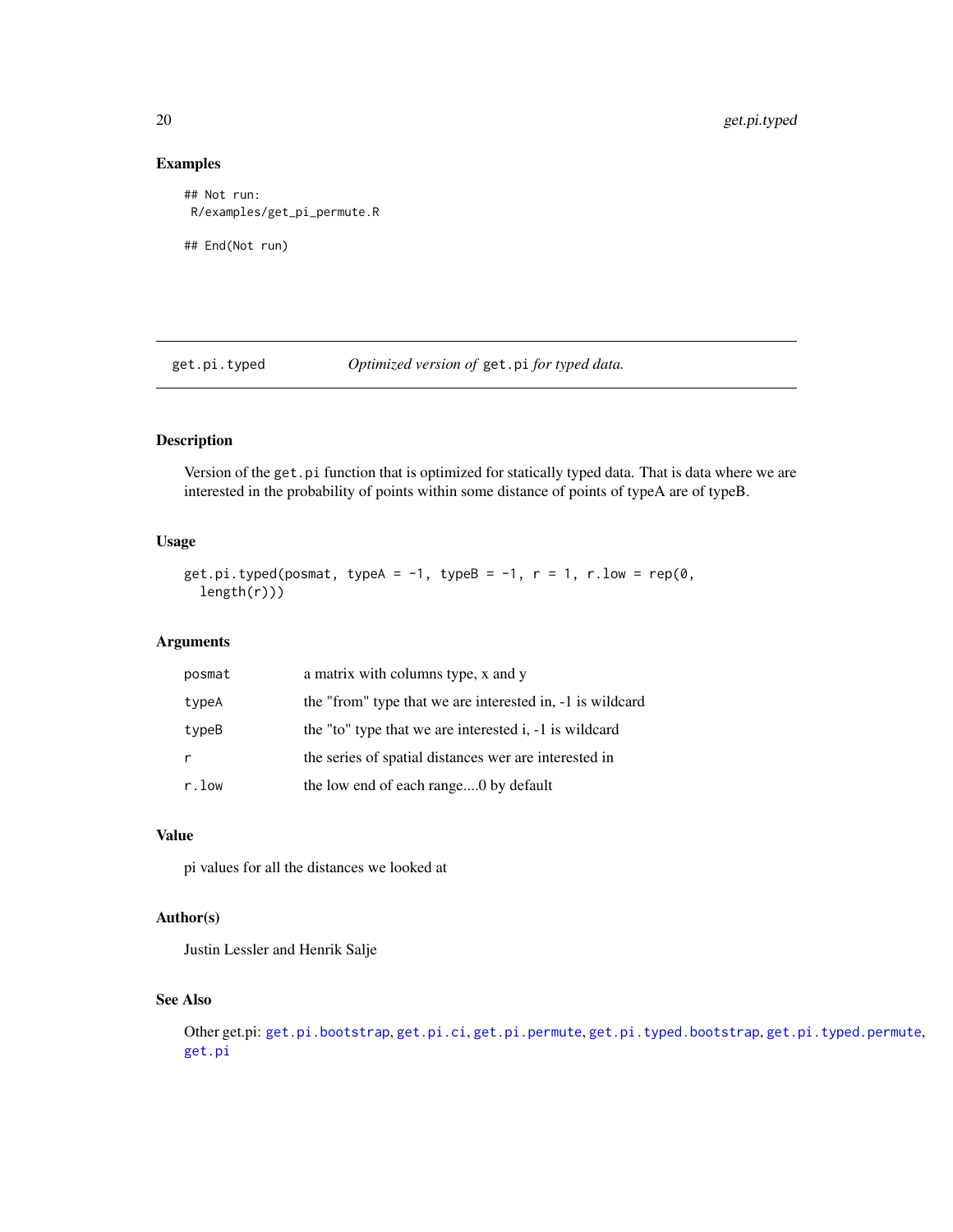## Examples

```
## Not run:
 R/examples/get_pi_permute.R

## End(Not run)
```

---

# get.pi.typed *Optimized version of* `get.pi` *for typed data.*

---

## Description

Version of the `get.pi` function that is optimized for statically typed data. That is data where we are interested in the probability of points within some distance of points of typeA are of typeB.

## Usage

```
get.pi.typed(posmat, typeA = -1, typeB = -1, r = 1, r.low = rep(0,
  length(r)))
```

## Arguments

| | |
|---|---|
| `posmat` | a matrix with columns type, x and y |
| `typeA` | the "from" type that we are interested in, -1 is wildcard |
| `typeB` | the "to" type that we are interested i, -1 is wildcard |
| `r` | the series of spatial distances wer are interested in |
| `r.low` | the low end of each range....0 by default |

## Value

pi values for all the distances we looked at

## Author(s)

Justin Lessler and Henrik Salje

## See Also

Other get.pi: `get.pi.bootstrap`, `get.pi.ci`, `get.pi.permute`, `get.pi.typed.bootstrap`, `get.pi.typed.permute`, `get.pi`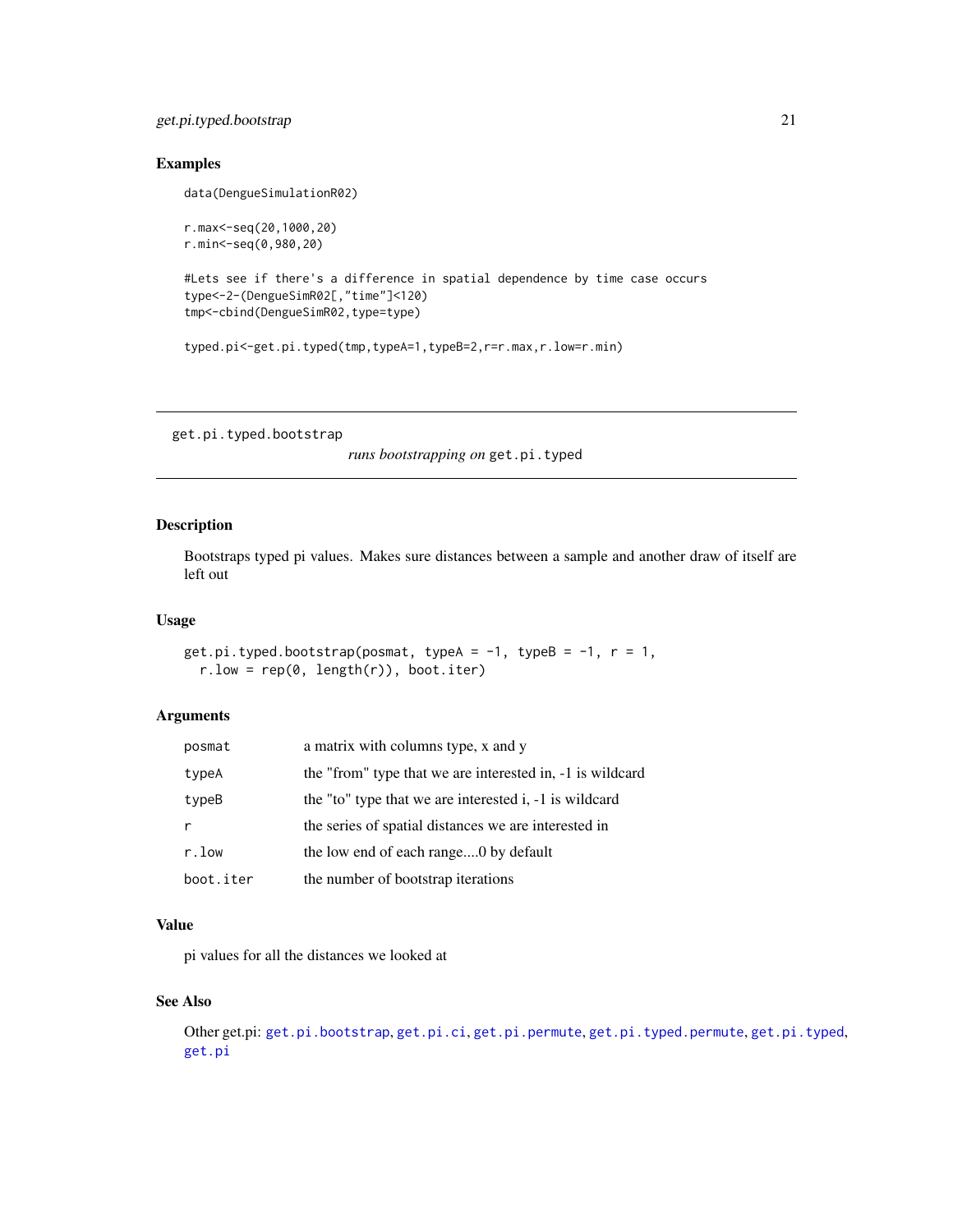### Examples

```
data(DengueSimulationR02)

r.max<-seq(20,1000,20)
r.min<-seq(0,980,20)

#Lets see if there's a difference in spatial dependence by time case occurs
type<-2-(DengueSimR02[,"time"]<120)
tmp<-cbind(DengueSimR02,type=type)

typed.pi<-get.pi.typed(tmp,typeA=1,typeB=2,r=r.max,r.low=r.min)
```

---

## get.pi.typed.bootstrap *runs bootstrapping on* `get.pi.typed`

---

### Description

Bootstraps typed pi values. Makes sure distances between a sample and another draw of itself are left out

### Usage

```
get.pi.typed.bootstrap(posmat, typeA = -1, typeB = -1, r = 1,
  r.low = rep(0, length(r)), boot.iter)
```

### Arguments

| | |
|---|---|
| `posmat` | a matrix with columns type, x and y |
| `typeA` | the "from" type that we are interested in, -1 is wildcard |
| `typeB` | the "to" type that we are interested i, -1 is wildcard |
| `r` | the series of spatial distances we are interested in |
| `r.low` | the low end of each range....0 by default |
| `boot.iter` | the number of bootstrap iterations |

### Value

pi values for all the distances we looked at

### See Also

Other get.pi: `get.pi.bootstrap`, `get.pi.ci`, `get.pi.permute`, `get.pi.typed.permute`, `get.pi.typed`, `get.pi`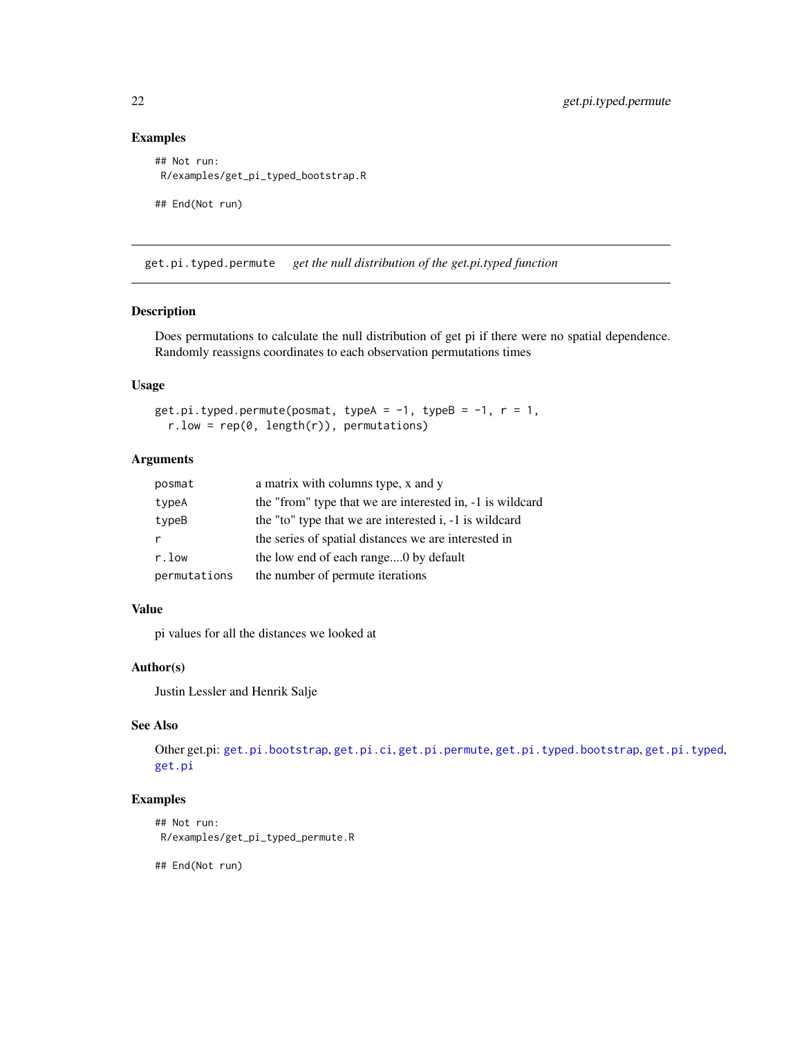## Examples

```
## Not run:
 R/examples/get_pi_typed_bootstrap.R

## End(Not run)
```

---

## get.pi.typed.permute *get the null distribution of the get.pi.typed function*

### Description

Does permutations to calculate the null distribution of get pi if there were no spatial dependence. Randomly reassigns coordinates to each observation permutations times

### Usage

```
get.pi.typed.permute(posmat, typeA = -1, typeB = -1, r = 1,
  r.low = rep(0, length(r)), permutations)
```

### Arguments

| | |
|---|---|
| posmat | a matrix with columns type, x and y |
| typeA | the "from" type that we are interested in, -1 is wildcard |
| typeB | the "to" type that we are interested i, -1 is wildcard |
| r | the series of spatial distances we are interested in |
| r.low | the low end of each range....0 by default |
| permutations | the number of permute iterations |

### Value

pi values for all the distances we looked at

### Author(s)

Justin Lessler and Henrik Salje

### See Also

Other get.pi: get.pi.bootstrap, get.pi.ci, get.pi.permute, get.pi.typed.bootstrap, get.pi.typed, get.pi

### Examples

```
## Not run:
 R/examples/get_pi_typed_permute.R

## End(Not run)
```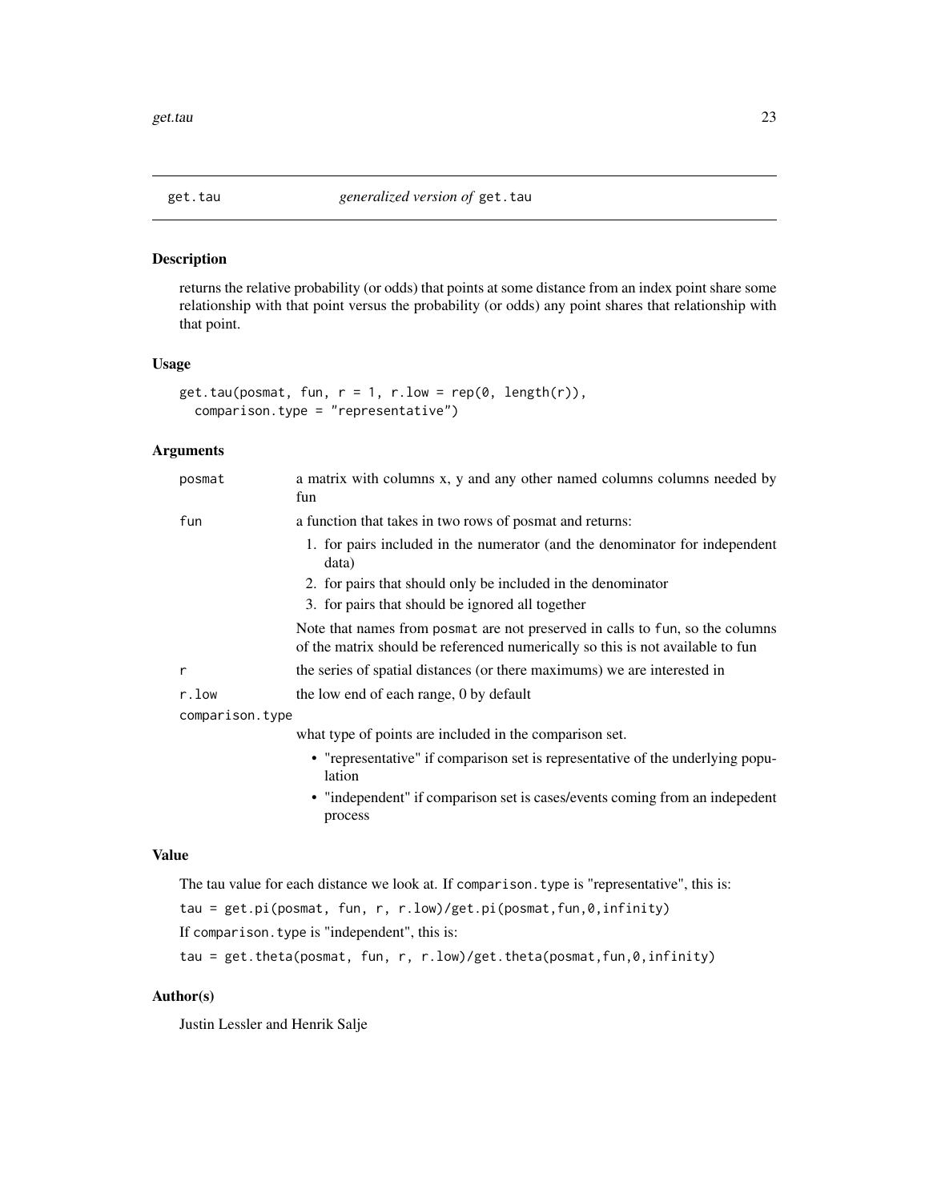# get.tau — *generalized version of* `get.tau`

## Description

returns the relative probability (or odds) that points at some distance from an index point share some relationship with that point versus the probability (or odds) any point shares that relationship with that point.

## Usage

```
get.tau(posmat, fun, r = 1, r.low = rep(0, length(r)),
  comparison.type = "representative")
```

## Arguments

- `posmat` — a matrix with columns x, y and any other named columns columns needed by fun
- `fun` — a function that takes in two rows of posmat and returns:
  1. for pairs included in the numerator (and the denominator for independent data)
  2. for pairs that should only be included in the denominator
  3. for pairs that should be ignored all together

  Note that names from `posmat` are not preserved in calls to `fun`, so the columns of the matrix should be referenced numerically so this is not available to fun
- `r` — the series of spatial distances (or there maximums) we are interested in
- `r.low` — the low end of each range, 0 by default
- `comparison.type` — what type of points are included in the comparison set.
  - "representative" if comparison set is representative of the underlying population
  - "independent" if comparison set is cases/events coming from an indepedent process

## Value

The tau value for each distance we look at. If `comparison.type` is "representative", this is:

`tau = get.pi(posmat, fun, r, r.low)/get.pi(posmat,fun,0,infinity)`

If `comparison.type` is "independent", this is:

`tau = get.theta(posmat, fun, r, r.low)/get.theta(posmat,fun,0,infinity)`

## Author(s)

Justin Lessler and Henrik Salje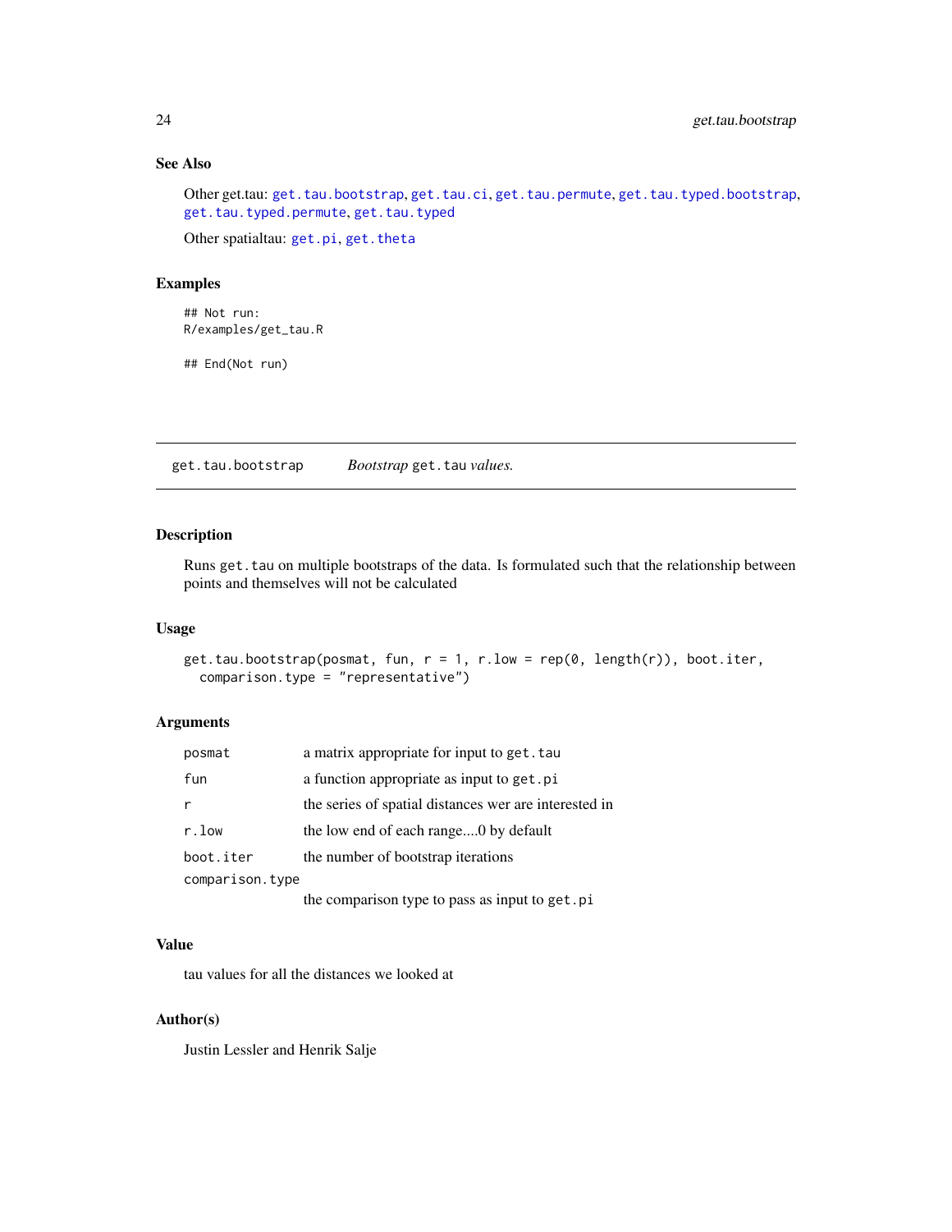### See Also

Other get.tau: `get.tau.bootstrap`, `get.tau.ci`, `get.tau.permute`, `get.tau.typed.bootstrap`, `get.tau.typed.permute`, `get.tau.typed`

Other spatialtau: `get.pi`, `get.theta`

### Examples

```
## Not run:
R/examples/get_tau.R

## End(Not run)
```

---

## get.tau.bootstrap — *Bootstrap* `get.tau` *values.*

---

### Description

Runs `get.tau` on multiple bootstraps of the data. Is formulated such that the relationship between points and themselves will not be calculated

### Usage

```
get.tau.bootstrap(posmat, fun, r = 1, r.low = rep(0, length(r)), boot.iter,
  comparison.type = "representative")
```

### Arguments

| | |
|---|---|
| `posmat` | a matrix appropriate for input to `get.tau` |
| `fun` | a function appropriate as input to `get.pi` |
| `r` | the series of spatial distances wer are interested in |
| `r.low` | the low end of each range....0 by default |
| `boot.iter` | the number of bootstrap iterations |
| `comparison.type` | the comparison type to pass as input to `get.pi` |

### Value

tau values for all the distances we looked at

### Author(s)

Justin Lessler and Henrik Salje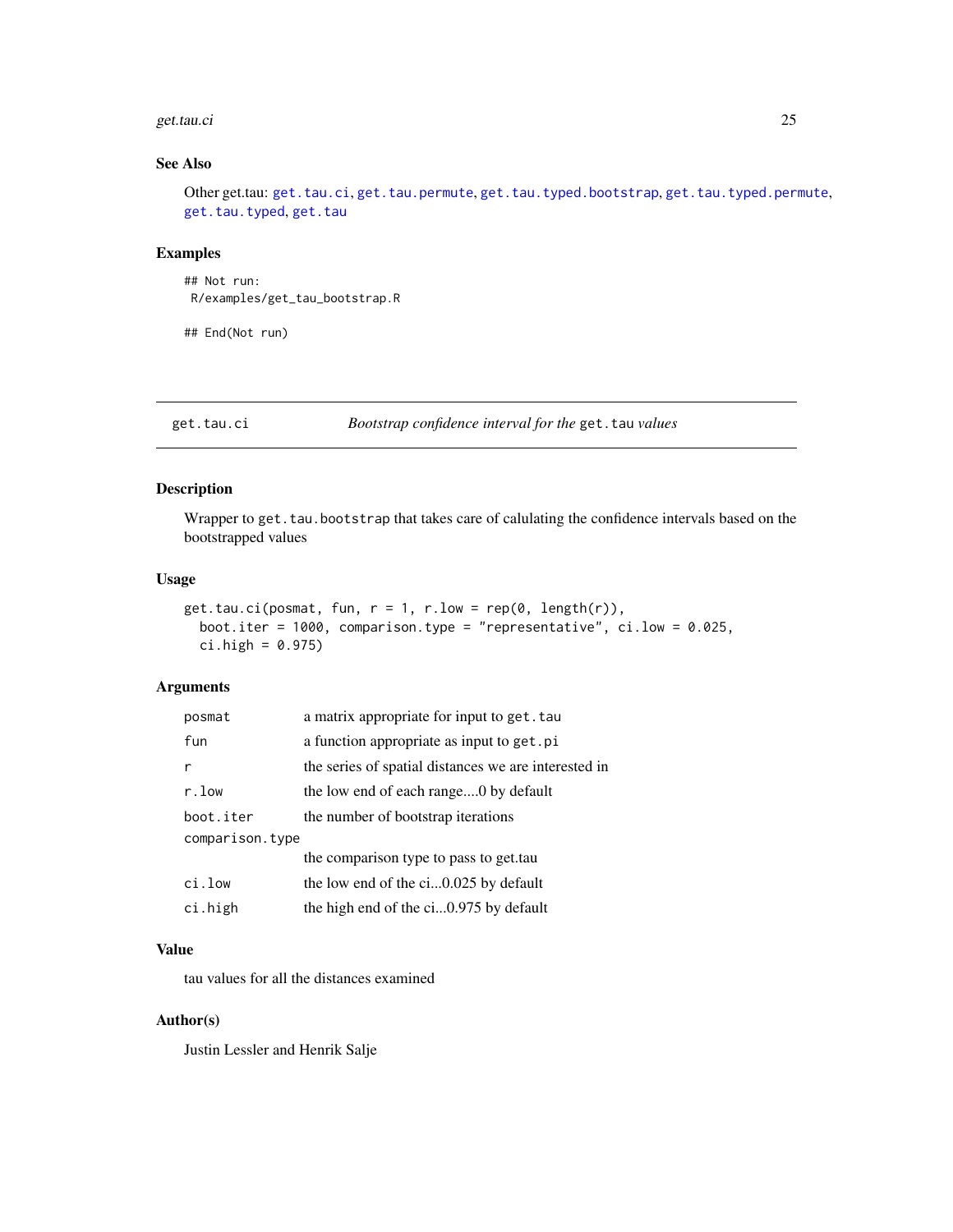### See Also

Other get.tau: `get.tau.ci`, `get.tau.permute`, `get.tau.typed.bootstrap`, `get.tau.typed.permute`, `get.tau.typed`, `get.tau`

### Examples

```
## Not run:
 R/examples/get_tau_bootstrap.R

## End(Not run)
```

---

## get.tau.ci — *Bootstrap confidence interval for the* `get.tau` *values*

### Description

Wrapper to `get.tau.bootstrap` that takes care of calulating the confidence intervals based on the bootstrapped values

### Usage

```
get.tau.ci(posmat, fun, r = 1, r.low = rep(0, length(r)),
  boot.iter = 1000, comparison.type = "representative", ci.low = 0.025,
  ci.high = 0.975)
```

### Arguments

| | |
|---|---|
| `posmat` | a matrix appropriate for input to `get.tau` |
| `fun` | a function appropriate as input to `get.pi` |
| `r` | the series of spatial distances we are interested in |
| `r.low` | the low end of each range....0 by default |
| `boot.iter` | the number of bootstrap iterations |
| `comparison.type` | the comparison type to pass to get.tau |
| `ci.low` | the low end of the ci...0.025 by default |
| `ci.high` | the high end of the ci...0.975 by default |

### Value

tau values for all the distances examined

### Author(s)

Justin Lessler and Henrik Salje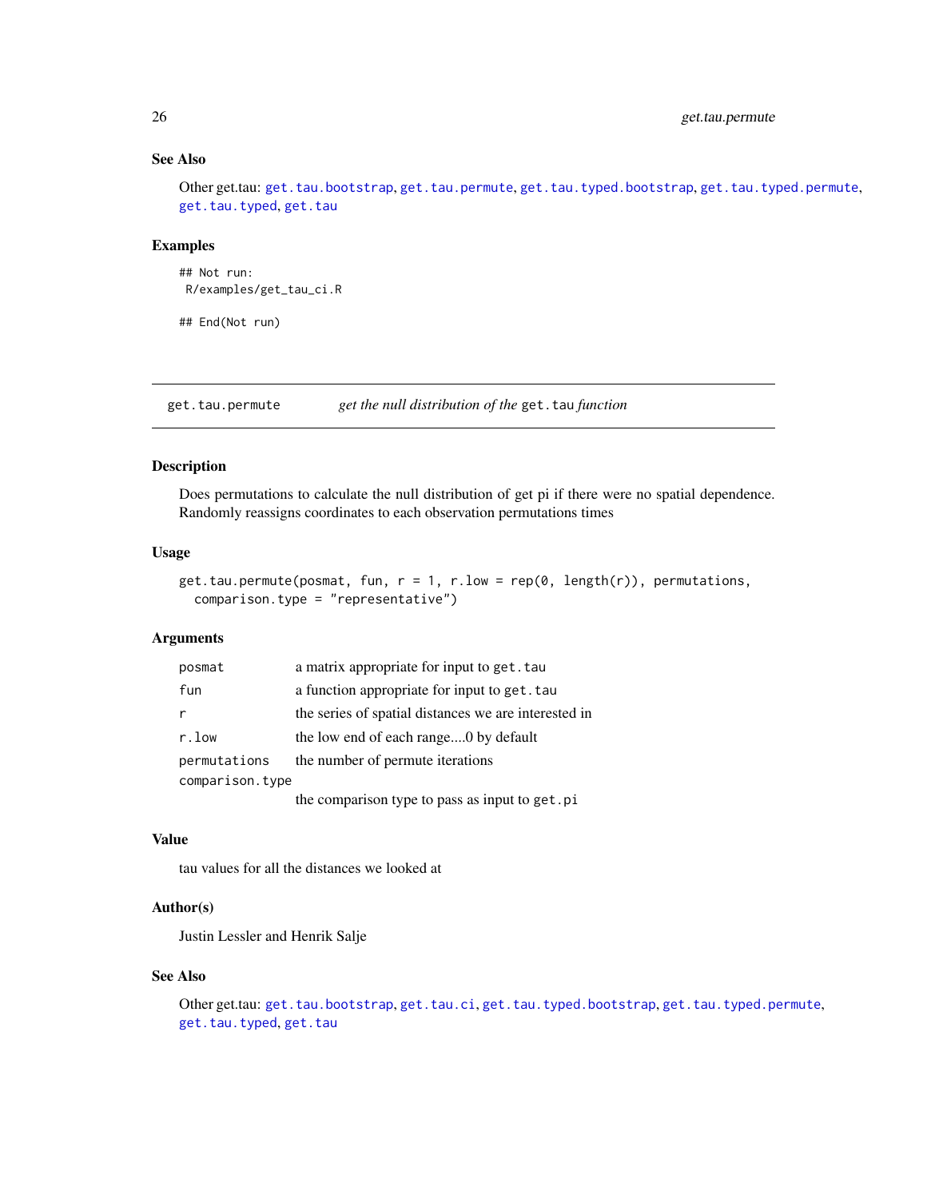### See Also

Other get.tau: `get.tau.bootstrap`, `get.tau.permute`, `get.tau.typed.bootstrap`, `get.tau.typed.permute`, `get.tau.typed`, `get.tau`

### Examples

```
## Not run:
 R/examples/get_tau_ci.R

## End(Not run)
```

---

## get.tau.permute — *get the null distribution of the* `get.tau` *function*

---

### Description

Does permutations to calculate the null distribution of get pi if there were no spatial dependence. Randomly reassigns coordinates to each observation permutations times

### Usage

```
get.tau.permute(posmat, fun, r = 1, r.low = rep(0, length(r)), permutations,
  comparison.type = "representative")
```

### Arguments

| | |
|---|---|
| `posmat` | a matrix appropriate for input to `get.tau` |
| `fun` | a function appropriate for input to `get.tau` |
| `r` | the series of spatial distances we are interested in |
| `r.low` | the low end of each range....0 by default |
| `permutations` | the number of permute iterations |
| `comparison.type` | the comparison type to pass as input to `get.pi` |

### Value

tau values for all the distances we looked at

### Author(s)

Justin Lessler and Henrik Salje

### See Also

Other get.tau: `get.tau.bootstrap`, `get.tau.ci`, `get.tau.typed.bootstrap`, `get.tau.typed.permute`, `get.tau.typed`, `get.tau`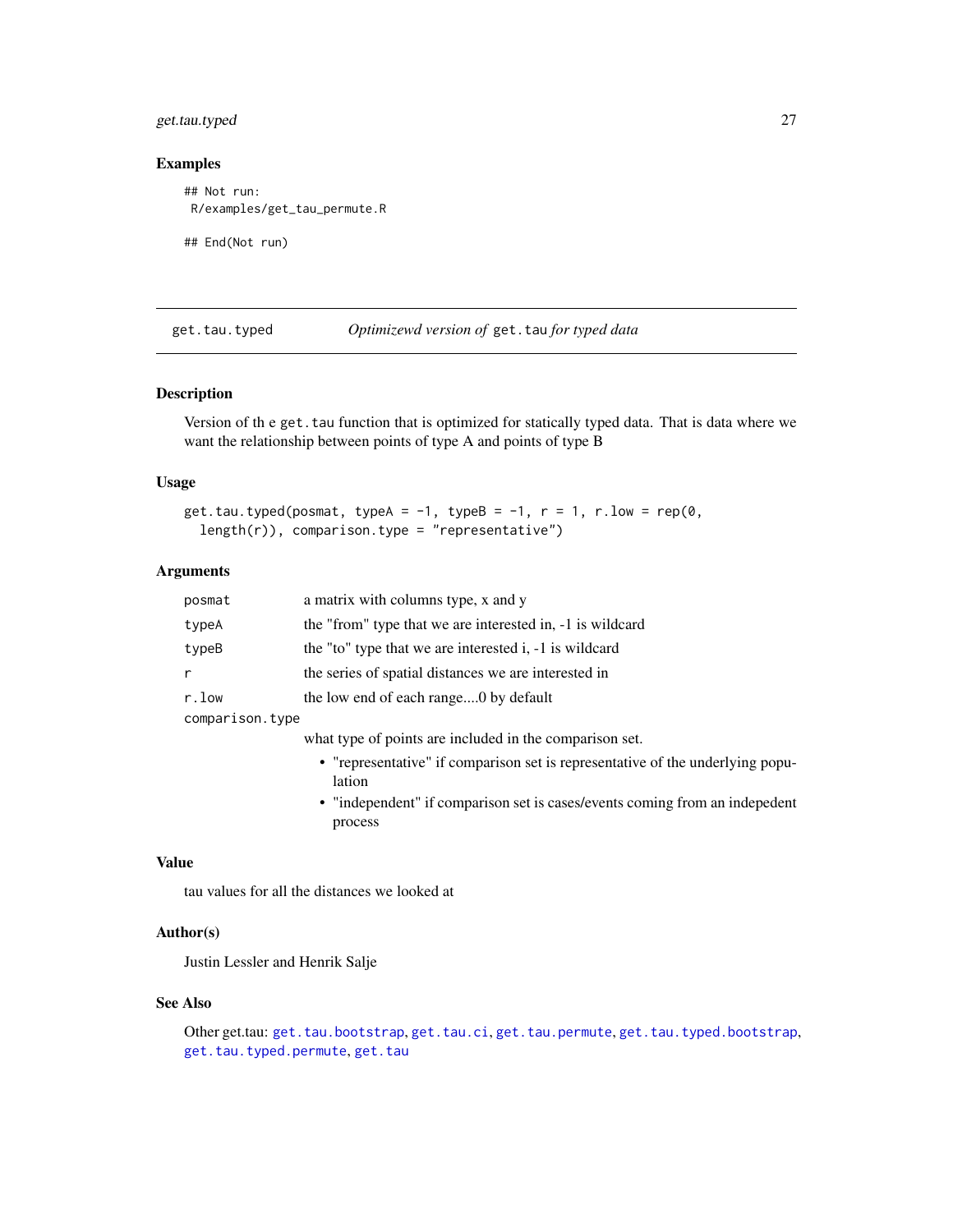### Examples

```
## Not run:
 R/examples/get_tau_permute.R

## End(Not run)
```

---

## get.tau.typed — *Optimizewd version of* `get.tau` *for typed data*

### Description

Version of th e `get.tau` function that is optimized for statically typed data. That is data where we want the relationship between points of type A and points of type B

### Usage

```
get.tau.typed(posmat, typeA = -1, typeB = -1, r = 1, r.low = rep(0,
  length(r)), comparison.type = "representative")
```

### Arguments

| Argument | Description |
|---|---|
| `posmat` | a matrix with columns type, x and y |
| `typeA` | the "from" type that we are interested in, -1 is wildcard |
| `typeB` | the "to" type that we are interested i, -1 is wildcard |
| `r` | the series of spatial distances we are interested in |
| `r.low` | the low end of each range....0 by default |
| `comparison.type` | what type of points are included in the comparison set. <br> • "representative" if comparison set is representative of the underlying population <br> • "independent" if comparison set is cases/events coming from an indepedent process |

### Value

tau values for all the distances we looked at

### Author(s)

Justin Lessler and Henrik Salje

### See Also

Other get.tau: `get.tau.bootstrap`, `get.tau.ci`, `get.tau.permute`, `get.tau.typed.bootstrap`, `get.tau.typed.permute`, `get.tau`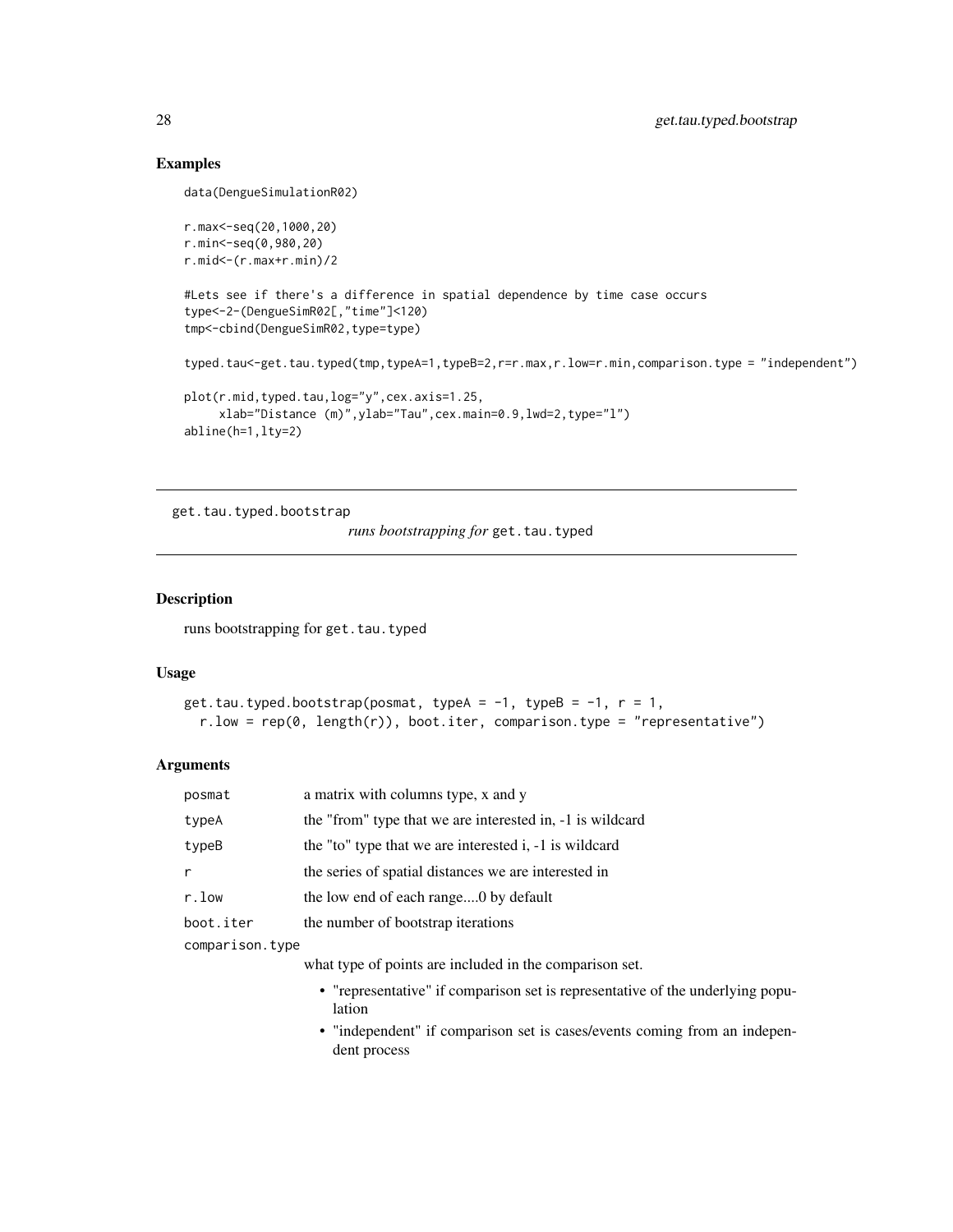## Examples

```
data(DengueSimulationR02)

r.max<-seq(20,1000,20)
r.min<-seq(0,980,20)
r.mid<-(r.max+r.min)/2

#Lets see if there's a difference in spatial dependence by time case occurs
type<-2-(DengueSimR02[,"time"]<120)
tmp<-cbind(DengueSimR02,type=type)

typed.tau<-get.tau.typed(tmp,typeA=1,typeB=2,r=r.max,r.low=r.min,comparison.type = "independent")

plot(r.mid,typed.tau,log="y",cex.axis=1.25,
     xlab="Distance (m)",ylab="Tau",cex.main=0.9,lwd=2,type="l")
abline(h=1,lty=2)
```

---

# get.tau.typed.bootstrap

*runs bootstrapping for* `get.tau.typed`

## Description

runs bootstrapping for `get.tau.typed`

## Usage

```
get.tau.typed.bootstrap(posmat, typeA = -1, typeB = -1, r = 1,
  r.low = rep(0, length(r)), boot.iter, comparison.type = "representative")
```

## Arguments

| | |
|---|---|
| posmat | a matrix with columns type, x and y |
| typeA | the "from" type that we are interested in, -1 is wildcard |
| typeB | the "to" type that we are interested i, -1 is wildcard |
| r | the series of spatial distances we are interested in |
| r.low | the low end of each range....0 by default |
| boot.iter | the number of bootstrap iterations |
| comparison.type | what type of points are included in the comparison set.<br>• "representative" if comparison set is representative of the underlying population<br>• "independent" if comparison set is cases/events coming from an independent process |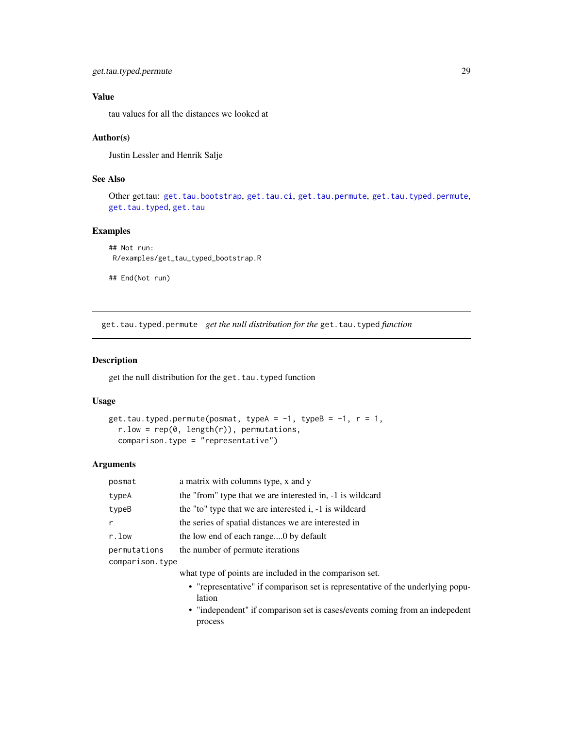### Value

tau values for all the distances we looked at

### Author(s)

Justin Lessler and Henrik Salje

### See Also

Other get.tau: get.tau.bootstrap, get.tau.ci, get.tau.permute, get.tau.typed.permute, get.tau.typed, get.tau

### Examples

```
## Not run:
 R/examples/get_tau_typed_bootstrap.R

## End(Not run)
```

---

## get.tau.typed.permute *get the null distribution for the* get.tau.typed *function*

---

### Description

get the null distribution for the get.tau.typed function

### Usage

```
get.tau.typed.permute(posmat, typeA = -1, typeB = -1, r = 1,
  r.low = rep(0, length(r)), permutations,
  comparison.type = "representative")
```

### Arguments

| | |
|---|---|
| posmat | a matrix with columns type, x and y |
| typeA | the "from" type that we are interested in, -1 is wildcard |
| typeB | the "to" type that we are interested i, -1 is wildcard |
| r | the series of spatial distances we are interested in |
| r.low | the low end of each range....0 by default |
| permutations | the number of permute iterations |
| comparison.type | what type of points are included in the comparison set.<br>• "representative" if comparison set is representative of the underlying population<br>• "independent" if comparison set is cases/events coming from an indepedent process |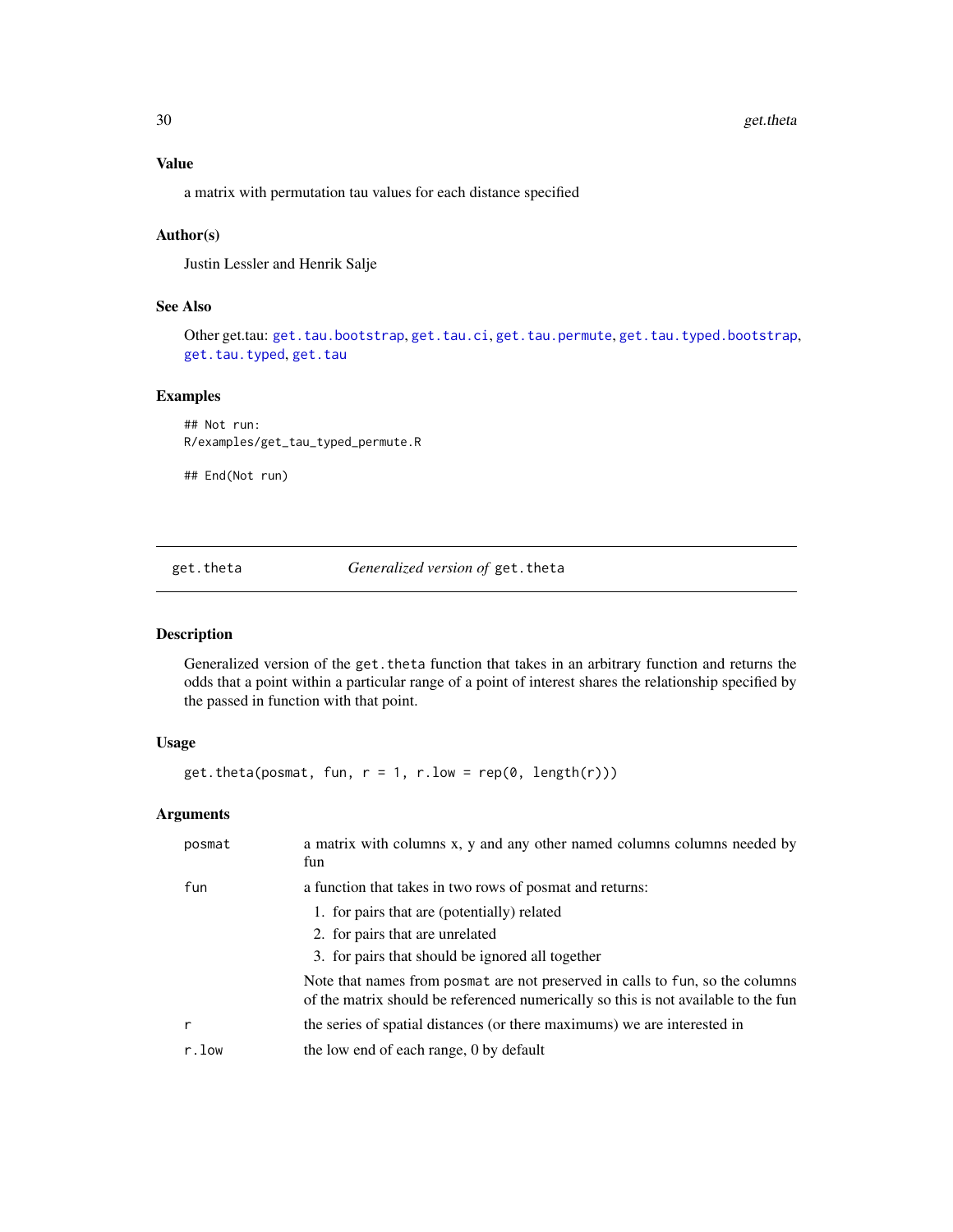### Value

a matrix with permutation tau values for each distance specified

### Author(s)

Justin Lessler and Henrik Salje

### See Also

Other get.tau: `get.tau.bootstrap`, `get.tau.ci`, `get.tau.permute`, `get.tau.typed.bootstrap`, `get.tau.typed`, `get.tau`

### Examples

```
## Not run:
R/examples/get_tau_typed_permute.R

## End(Not run)
```

---

## get.theta — *Generalized version of* `get.theta`

### Description

Generalized version of the `get.theta` function that takes in an arbitrary function and returns the odds that a point within a particular range of a point of interest shares the relationship specified by the passed in function with that point.

### Usage

```
get.theta(posmat, fun, r = 1, r.low = rep(0, length(r)))
```

### Arguments

| | |
|---|---|
| `posmat` | a matrix with columns x, y and any other named columns columns needed by fun |
| `fun` | a function that takes in two rows of posmat and returns: 1. for pairs that are (potentially) related 2. for pairs that are unrelated 3. for pairs that should be ignored all together. Note that names from `posmat` are not preserved in calls to `fun`, so the columns of the matrix should be referenced numerically so this is not available to the fun |
| `r` | the series of spatial distances (or there maximums) we are interested in |
| `r.low` | the low end of each range, 0 by default |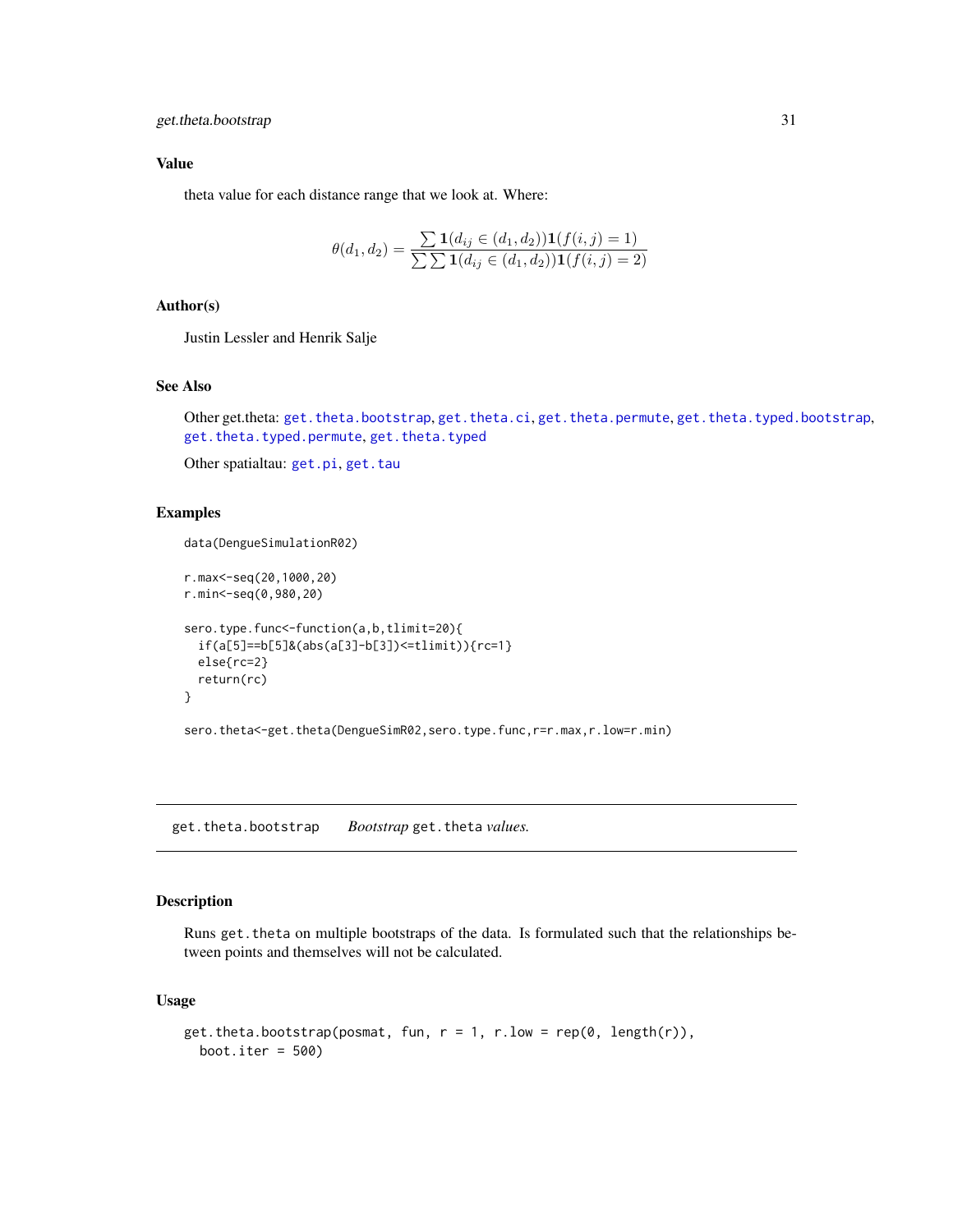## Value

theta value for each distance range that we look at. Where:

$$\theta(d_1, d_2) = \frac{\sum \mathbf{1}(d_{ij} \in (d_1, d_2))\mathbf{1}(f(i,j) = 1)}{\sum \sum \mathbf{1}(d_{ij} \in (d_1, d_2))\mathbf{1}(f(i,j) = 2)}$$

## Author(s)

Justin Lessler and Henrik Salje

## See Also

Other get.theta: `get.theta.bootstrap`, `get.theta.ci`, `get.theta.permute`, `get.theta.typed.bootstrap`, `get.theta.typed.permute`, `get.theta.typed`

Other spatialtau: `get.pi`, `get.tau`

## Examples

```
data(DengueSimulationR02)

r.max<-seq(20,1000,20)
r.min<-seq(0,980,20)

sero.type.func<-function(a,b,tlimit=20){
  if(a[5]==b[5]&(abs(a[3]-b[3])<=tlimit)){rc=1}
  else{rc=2}
  return(rc)
}

sero.theta<-get.theta(DengueSimR02,sero.type.func,r=r.max,r.low=r.min)
```

---

# get.theta.bootstrap — *Bootstrap* `get.theta` *values.*

## Description

Runs `get.theta` on multiple bootstraps of the data. Is formulated such that the relationships between points and themselves will not be calculated.

## Usage

```
get.theta.bootstrap(posmat, fun, r = 1, r.low = rep(0, length(r)),
  boot.iter = 500)
```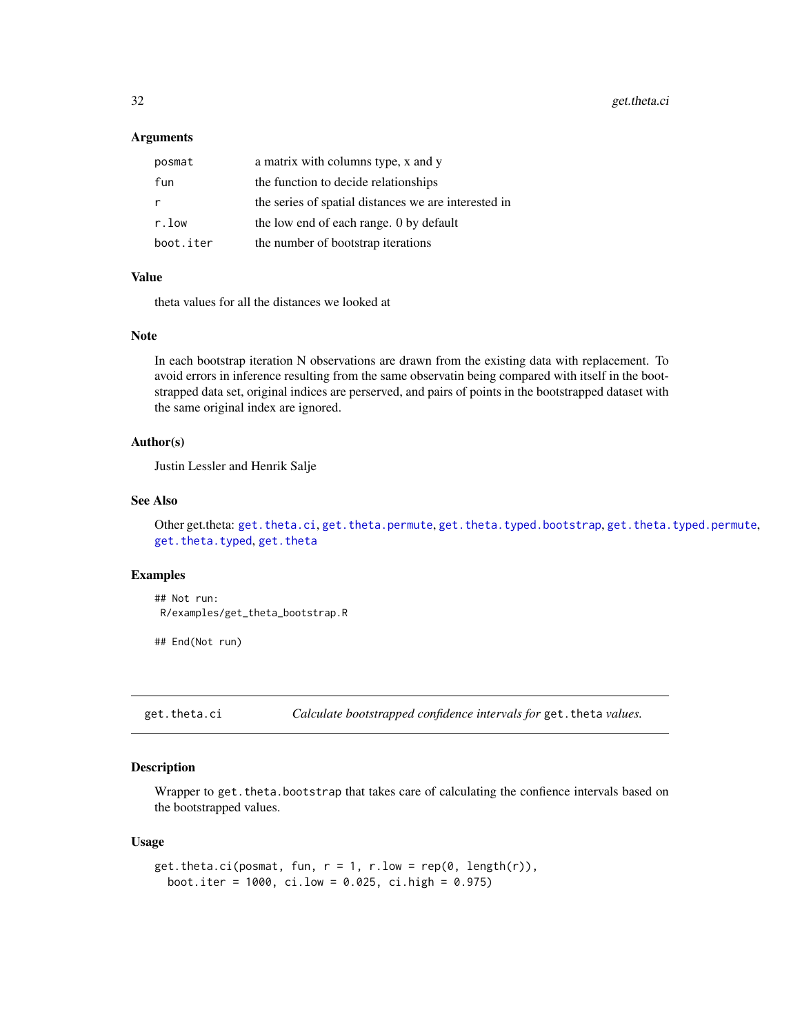### Arguments

| | |
|---|---|
| `posmat` | a matrix with columns type, x and y |
| `fun` | the function to decide relationships |
| `r` | the series of spatial distances we are interested in |
| `r.low` | the low end of each range. 0 by default |
| `boot.iter` | the number of bootstrap iterations |

### Value

theta values for all the distances we looked at

### Note

In each bootstrap iteration N observations are drawn from the existing data with replacement. To avoid errors in inference resulting from the same observatin being compared with itself in the bootstrapped data set, original indices are perserved, and pairs of points in the bootstrapped dataset with the same original index are ignored.

### Author(s)

Justin Lessler and Henrik Salje

### See Also

Other get.theta: `get.theta.ci`, `get.theta.permute`, `get.theta.typed.bootstrap`, `get.theta.typed.permute`, `get.theta.typed`, `get.theta`

### Examples

```
## Not run:
 R/examples/get_theta_bootstrap.R

## End(Not run)
```

---

## get.theta.ci — *Calculate bootstrapped confidence intervals for* `get.theta` *values.*

### Description

Wrapper to `get.theta.bootstrap` that takes care of calculating the confience intervals based on the bootstrapped values.

### Usage

```
get.theta.ci(posmat, fun, r = 1, r.low = rep(0, length(r)),
  boot.iter = 1000, ci.low = 0.025, ci.high = 0.975)
```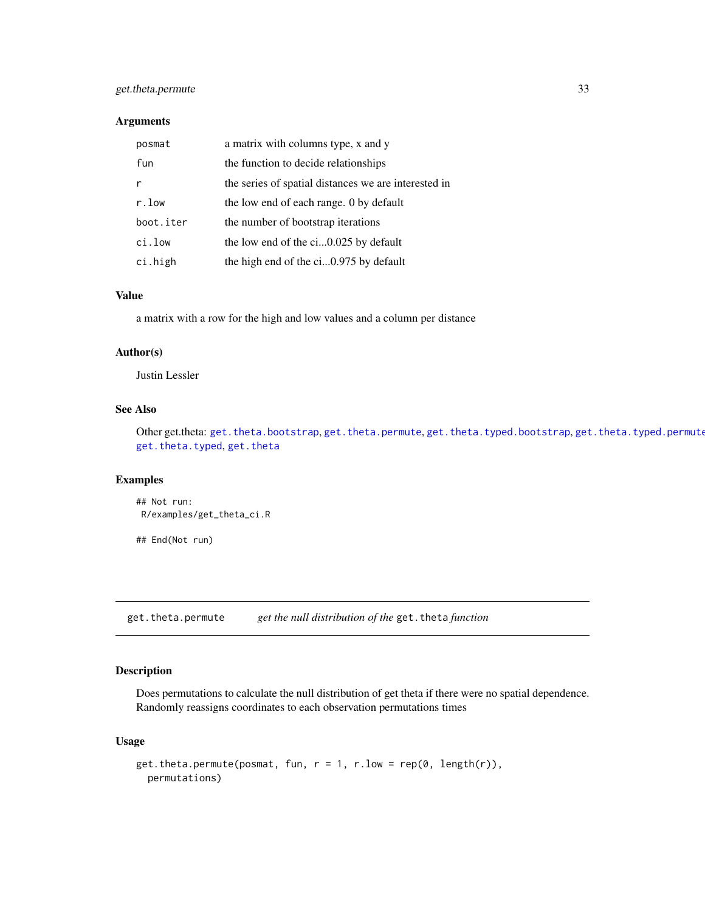### Arguments

| | |
|---|---|
| posmat | a matrix with columns type, x and y |
| fun | the function to decide relationships |
| r | the series of spatial distances we are interested in |
| r.low | the low end of each range. 0 by default |
| boot.iter | the number of bootstrap iterations |
| ci.low | the low end of the ci...0.025 by default |
| ci.high | the high end of the ci...0.975 by default |

### Value

a matrix with a row for the high and low values and a column per distance

### Author(s)

Justin Lessler

### See Also

Other get.theta: get.theta.bootstrap, get.theta.permute, get.theta.typed.bootstrap, get.theta.typed.permute, get.theta.typed, get.theta

### Examples

```
## Not run:
 R/examples/get_theta_ci.R

## End(Not run)
```

---

## get.theta.permute — *get the null distribution of the* get.theta *function*

### Description

Does permutations to calculate the null distribution of get theta if there were no spatial dependence. Randomly reassigns coordinates to each observation permutations times

### Usage

```
get.theta.permute(posmat, fun, r = 1, r.low = rep(0, length(r)),
  permutations)
```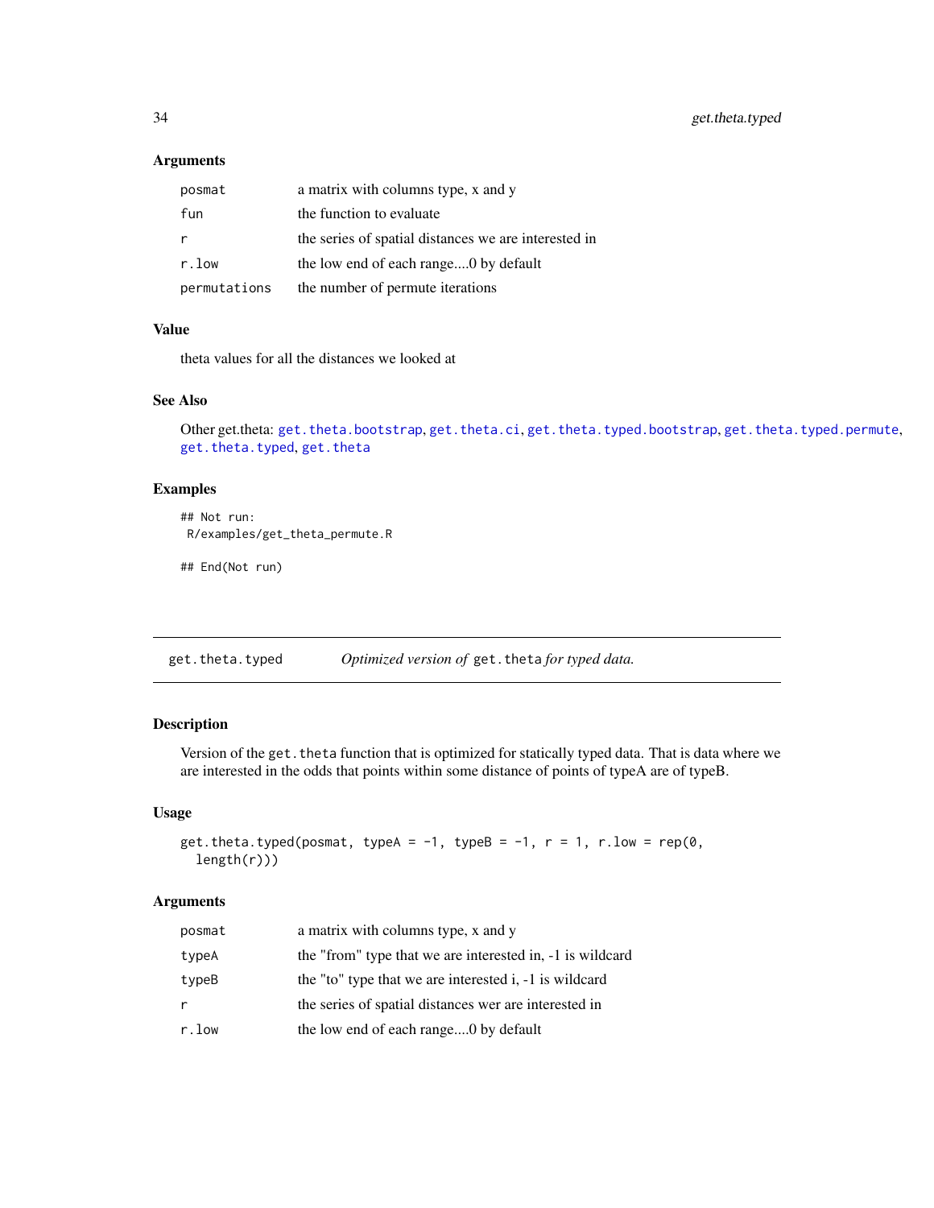### Arguments

| | |
|---|---|
| `posmat` | a matrix with columns type, x and y |
| `fun` | the function to evaluate |
| `r` | the series of spatial distances we are interested in |
| `r.low` | the low end of each range....0 by default |
| `permutations` | the number of permute iterations |

### Value

theta values for all the distances we looked at

### See Also

Other get.theta: `get.theta.bootstrap`, `get.theta.ci`, `get.theta.typed.bootstrap`, `get.theta.typed.permute`, `get.theta.typed`, `get.theta`

### Examples

```
## Not run:
 R/examples/get_theta_permute.R

## End(Not run)
```

---

## get.theta.typed — *Optimized version of* `get.theta` *for typed data.*

### Description

Version of the `get.theta` function that is optimized for statically typed data. That is data where we are interested in the odds that points within some distance of points of typeA are of typeB.

### Usage

```
get.theta.typed(posmat, typeA = -1, typeB = -1, r = 1, r.low = rep(0,
  length(r)))
```

### Arguments

| | |
|---|---|
| `posmat` | a matrix with columns type, x and y |
| `typeA` | the "from" type that we are interested in, -1 is wildcard |
| `typeB` | the "to" type that we are interested i, -1 is wildcard |
| `r` | the series of spatial distances wer are interested in |
| `r.low` | the low end of each range....0 by default |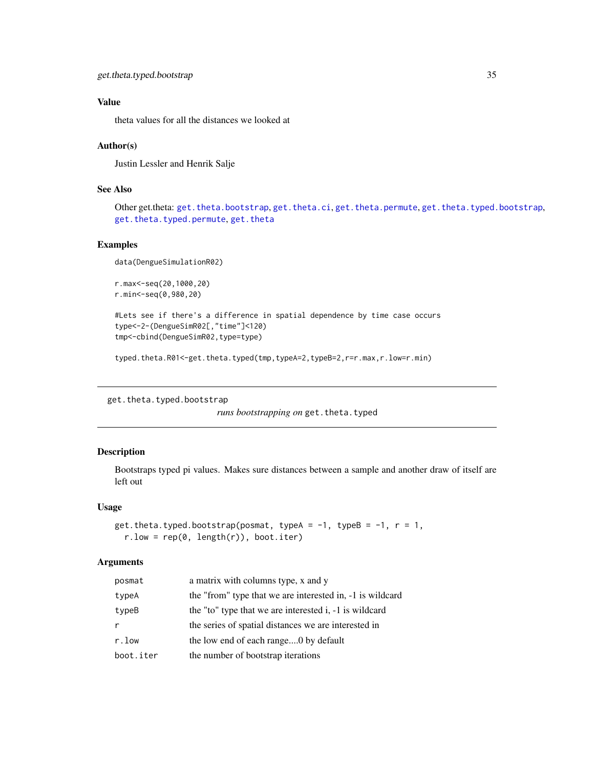### Value

theta values for all the distances we looked at

### Author(s)

Justin Lessler and Henrik Salje

### See Also

Other get.theta: get.theta.bootstrap, get.theta.ci, get.theta.permute, get.theta.typed.bootstrap, get.theta.typed.permute, get.theta

### Examples

```
data(DengueSimulationR02)

r.max<-seq(20,1000,20)
r.min<-seq(0,980,20)

#Lets see if there's a difference in spatial dependence by time case occurs
type<-2-(DengueSimR02[,"time"]<120)
tmp<-cbind(DengueSimR02,type=type)

typed.theta.R01<-get.theta.typed(tmp,typeA=2,typeB=2,r=r.max,r.low=r.min)
```

---

## get.theta.typed.bootstrap

*runs bootstrapping on* `get.theta.typed`

### Description

Bootstraps typed pi values. Makes sure distances between a sample and another draw of itself are left out

### Usage

```
get.theta.typed.bootstrap(posmat, typeA = -1, typeB = -1, r = 1,
  r.low = rep(0, length(r)), boot.iter)
```

### Arguments

| | |
|---|---|
| posmat | a matrix with columns type, x and y |
| typeA | the "from" type that we are interested in, -1 is wildcard |
| typeB | the "to" type that we are interested i, -1 is wildcard |
| r | the series of spatial distances we are interested in |
| r.low | the low end of each range....0 by default |
| boot.iter | the number of bootstrap iterations |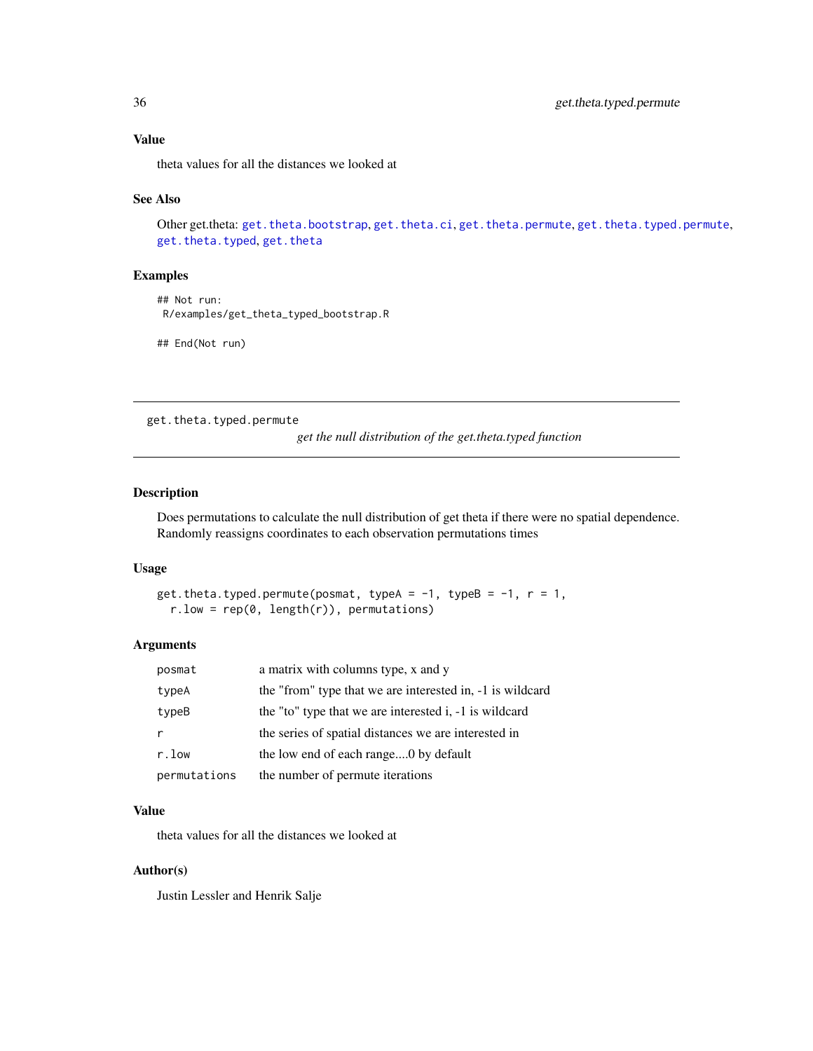### Value

theta values for all the distances we looked at

### See Also

Other get.theta: `get.theta.bootstrap`, `get.theta.ci`, `get.theta.permute`, `get.theta.typed.permute`, `get.theta.typed`, `get.theta`

### Examples

```
## Not run:
 R/examples/get_theta_typed_bootstrap.R

## End(Not run)
```

---

## get.theta.typed.permute

*get the null distribution of the get.theta.typed function*

---

### Description

Does permutations to calculate the null distribution of get theta if there were no spatial dependence. Randomly reassigns coordinates to each observation permutations times

### Usage

```
get.theta.typed.permute(posmat, typeA = -1, typeB = -1, r = 1,
  r.low = rep(0, length(r)), permutations)
```

### Arguments

| | |
|---|---|
| `posmat` | a matrix with columns type, x and y |
| `typeA` | the "from" type that we are interested in, -1 is wildcard |
| `typeB` | the "to" type that we are interested i, -1 is wildcard |
| `r` | the series of spatial distances we are interested in |
| `r.low` | the low end of each range....0 by default |
| `permutations` | the number of permute iterations |

### Value

theta values for all the distances we looked at

### Author(s)

Justin Lessler and Henrik Salje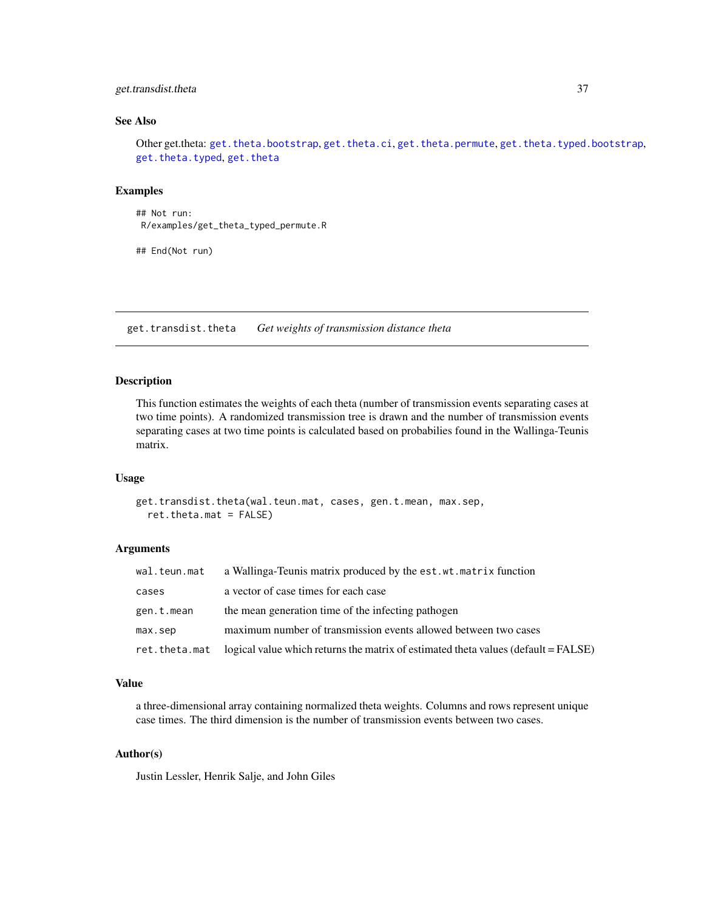## See Also

Other get.theta: `get.theta.bootstrap`, `get.theta.ci`, `get.theta.permute`, `get.theta.typed.bootstrap`, `get.theta.typed`, `get.theta`

## Examples

```
## Not run:
 R/examples/get_theta_typed_permute.R

## End(Not run)
```

---

# get.transdist.theta &nbsp;&nbsp; *Get weights of transmission distance theta*

---

## Description

This function estimates the weights of each theta (number of transmission events separating cases at two time points). A randomized transmission tree is drawn and the number of transmission events separating cases at two time points is calculated based on probabilies found in the Wallinga-Teunis matrix.

## Usage

```
get.transdist.theta(wal.teun.mat, cases, gen.t.mean, max.sep,
  ret.theta.mat = FALSE)
```

## Arguments

| | |
|---|---|
| `wal.teun.mat` | a Wallinga-Teunis matrix produced by the `est.wt.matrix` function |
| `cases` | a vector of case times for each case |
| `gen.t.mean` | the mean generation time of the infecting pathogen |
| `max.sep` | maximum number of transmission events allowed between two cases |
| `ret.theta.mat` | logical value which returns the matrix of estimated theta values (default = FALSE) |

## Value

a three-dimensional array containing normalized theta weights. Columns and rows represent unique case times. The third dimension is the number of transmission events between two cases.

## Author(s)

Justin Lessler, Henrik Salje, and John Giles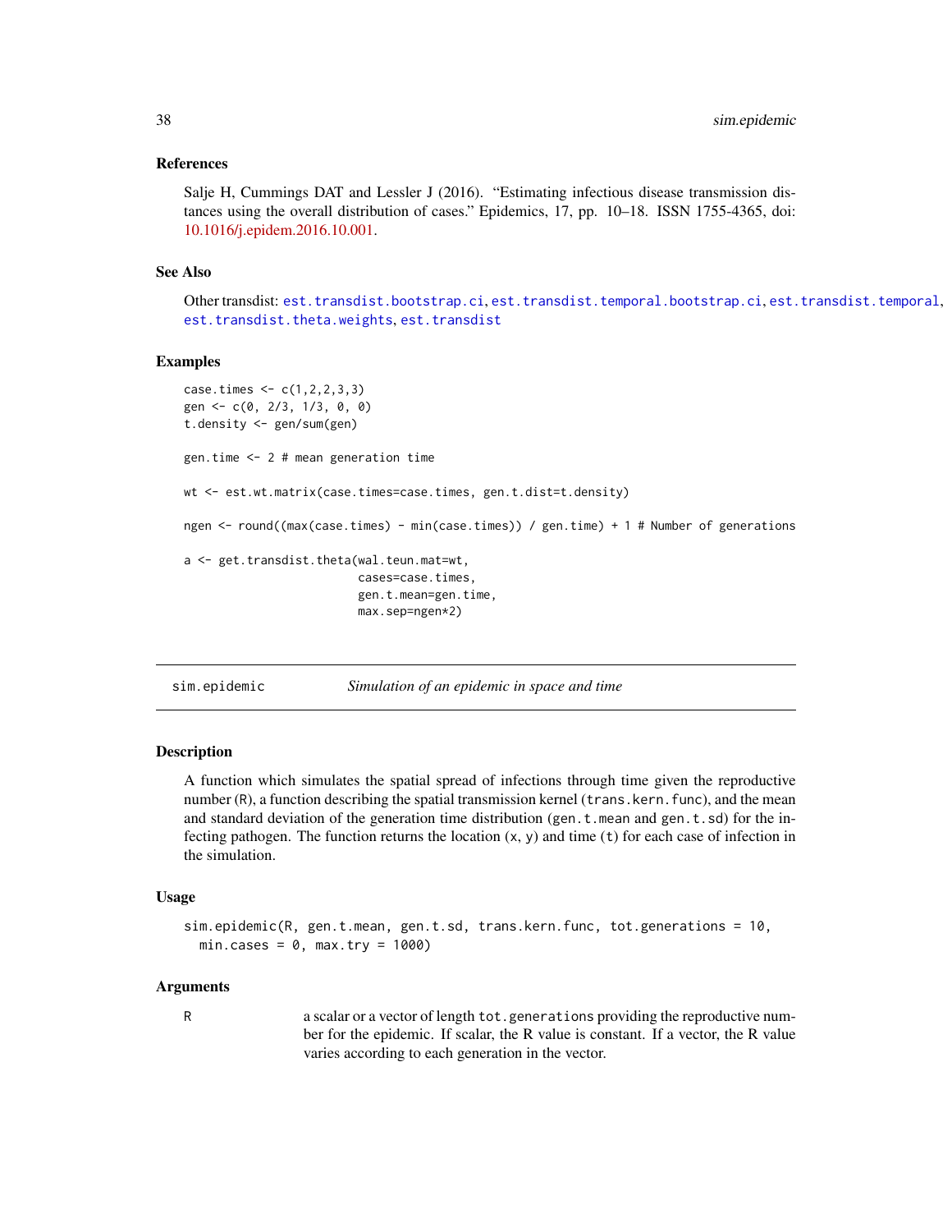## References

Salje H, Cummings DAT and Lessler J (2016). "Estimating infectious disease transmission distances using the overall distribution of cases." Epidemics, 17, pp. 10–18. ISSN 1755-4365, doi: 10.1016/j.epidem.2016.10.001.

## See Also

Other transdist: est.transdist.bootstrap.ci, est.transdist.temporal.bootstrap.ci, est.transdist.temporal, est.transdist.theta.weights, est.transdist

## Examples

```
case.times <- c(1,2,2,3,3)
gen <- c(0, 2/3, 1/3, 0, 0)
t.density <- gen/sum(gen)

gen.time <- 2 # mean generation time

wt <- est.wt.matrix(case.times=case.times, gen.t.dist=t.density)

ngen <- round((max(case.times) - min(case.times)) / gen.time) + 1 # Number of generations

a <- get.transdist.theta(wal.teun.mat=wt,
                         cases=case.times,
                         gen.t.mean=gen.time,
                         max.sep=ngen*2)
```

---

# sim.epidemic — *Simulation of an epidemic in space and time*

## Description

A function which simulates the spatial spread of infections through time given the reproductive number (R), a function describing the spatial transmission kernel (trans.kern.func), and the mean and standard deviation of the generation time distribution (gen.t.mean and gen.t.sd) for the infecting pathogen. The function returns the location (x, y) and time (t) for each case of infection in the simulation.

## Usage

```
sim.epidemic(R, gen.t.mean, gen.t.sd, trans.kern.func, tot.generations = 10,
  min.cases = 0, max.try = 1000)
```

## Arguments

| | |
|---|---|
| R | a scalar or a vector of length tot.generations providing the reproductive number for the epidemic. If scalar, the R value is constant. If a vector, the R value varies according to each generation in the vector. |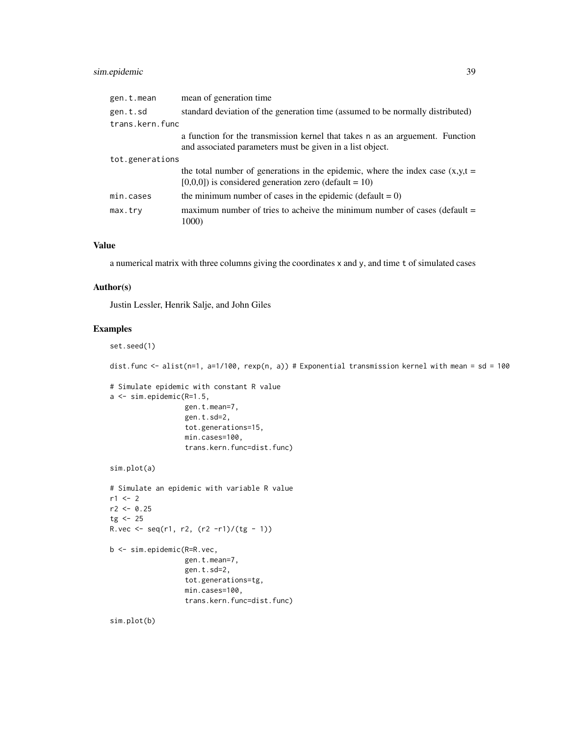| | |
|---|---|
| gen.t.mean | mean of generation time |
| gen.t.sd | standard deviation of the generation time (assumed to be normally distributed) |
| trans.kern.func | a function for the transmission kernel that takes n as an arguement. Function and associated parameters must be given in a list object. |
| tot.generations | the total number of generations in the epidemic, where the index case (x,y,t = [0,0,0]) is considered generation zero (default = 10) |
| min.cases | the minimum number of cases in the epidemic (default = 0) |
| max.try | maximum number of tries to acheive the minimum number of cases (default = 1000) |

## Value

a numerical matrix with three columns giving the coordinates x and y, and time t of simulated cases

## Author(s)

Justin Lessler, Henrik Salje, and John Giles

## Examples

```
set.seed(1)

dist.func <- alist(n=1, a=1/100, rexp(n, a)) # Exponential transmission kernel with mean = sd = 100

# Simulate epidemic with constant R value
a <- sim.epidemic(R=1.5,
                  gen.t.mean=7,
                  gen.t.sd=2,
                  tot.generations=15,
                  min.cases=100,
                  trans.kern.func=dist.func)

sim.plot(a)

# Simulate an epidemic with variable R value
r1 <- 2
r2 <- 0.25
tg <- 25
R.vec <- seq(r1, r2, (r2 -r1)/(tg - 1))

b <- sim.epidemic(R=R.vec,
                  gen.t.mean=7,
                  gen.t.sd=2,
                  tot.generations=tg,
                  min.cases=100,
                  trans.kern.func=dist.func)

sim.plot(b)
```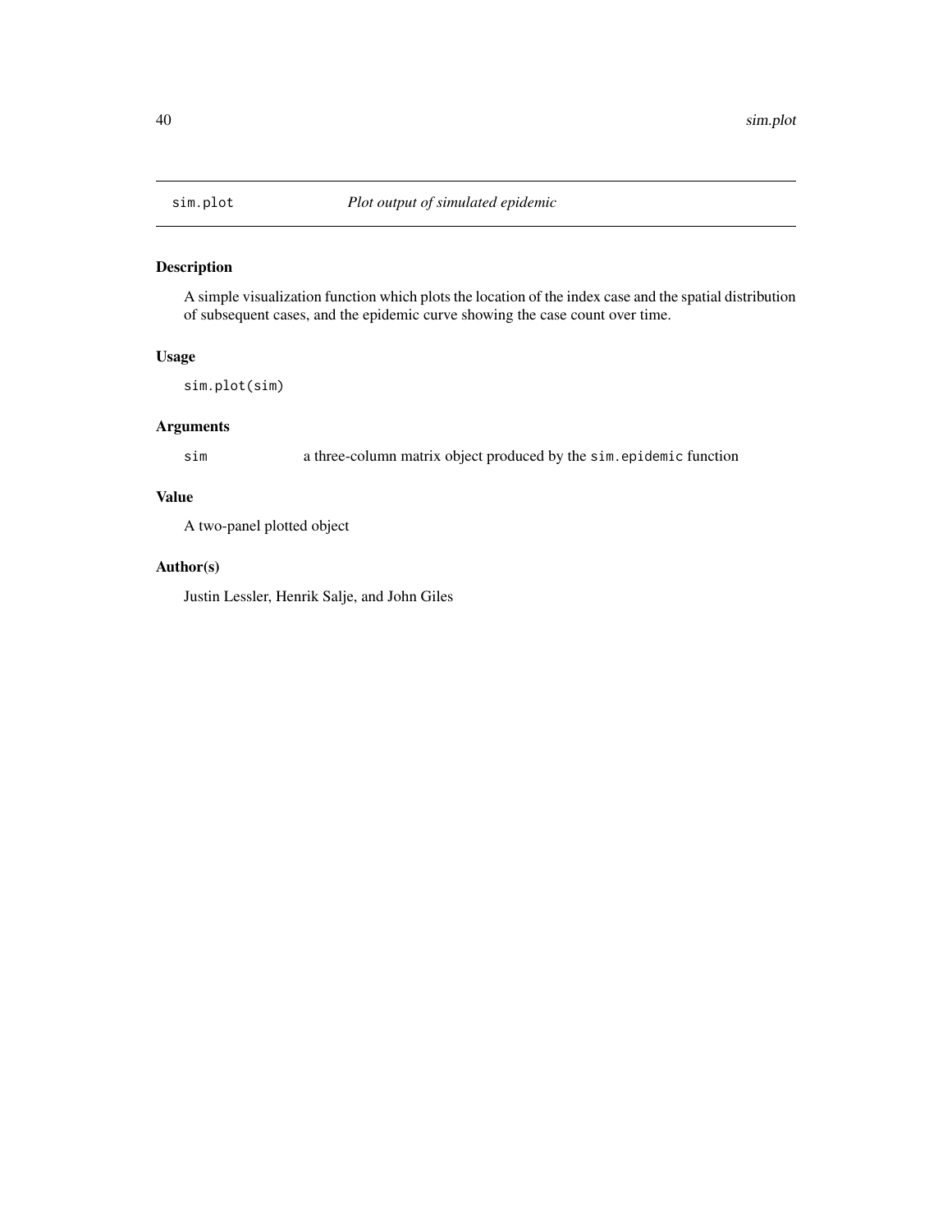## sim.plot *Plot output of simulated epidemic*

### Description

A simple visualization function which plots the location of the index case and the spatial distribution of subsequent cases, and the epidemic curve showing the case count over time.

### Usage

```
sim.plot(sim)
```

### Arguments

| | |
|---|---|
| `sim` | a three-column matrix object produced by the `sim.epidemic` function |

### Value

A two-panel plotted object

### Author(s)

Justin Lessler, Henrik Salje, and John Giles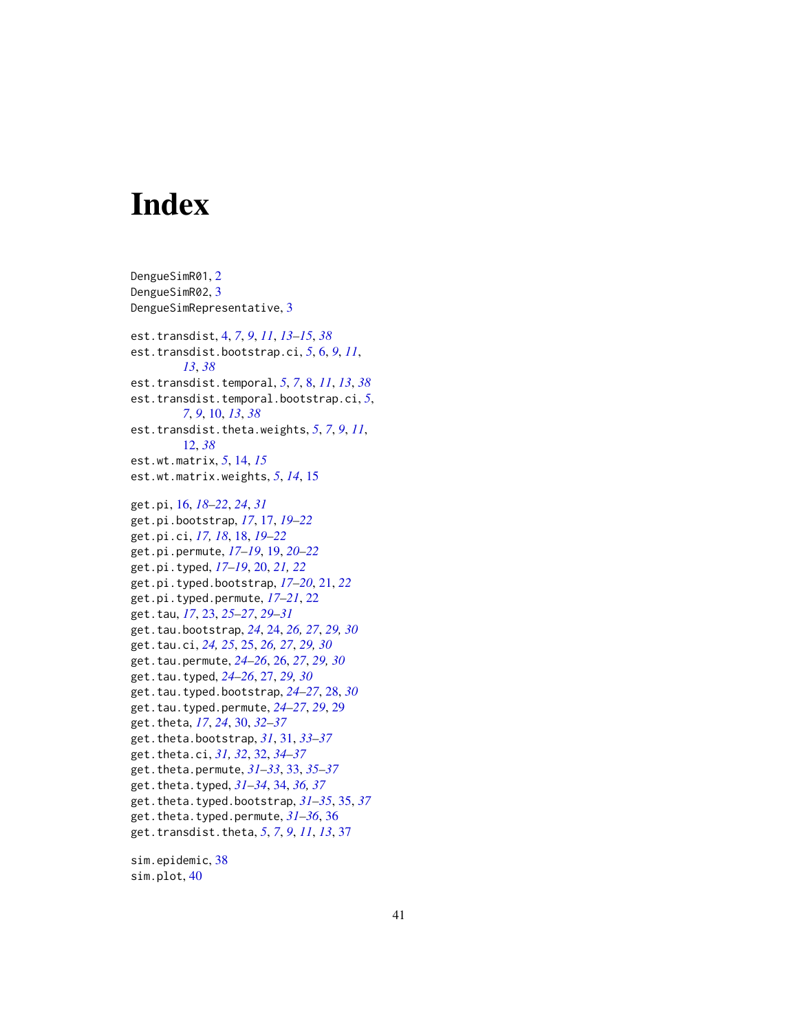# Index

DengueSimR01, 2
DengueSimR02, 3
DengueSimRepresentative, 3

est.transdist, 4, *7*, *9*, *11*, *13–15*, *38*
est.transdist.bootstrap.ci, *5*, 6, *9*, *11*, *13*, *38*
est.transdist.temporal, *5*, *7*, 8, *11*, *13*, *38*
est.transdist.temporal.bootstrap.ci, *5*, *7*, *9*, 10, *13*, *38*
est.transdist.theta.weights, *5*, *7*, *9*, *11*, 12, *38*
est.wt.matrix, *5*, 14, *15*
est.wt.matrix.weights, *5*, *14*, 15

get.pi, 16, *18–22*, *24*, *31*
get.pi.bootstrap, *17*, 17, *19–22*
get.pi.ci, *17*, *18*, 18, *19–22*
get.pi.permute, *17–19*, 19, *20–22*
get.pi.typed, *17–19*, 20, *21*, *22*
get.pi.typed.bootstrap, *17–20*, 21, *22*
get.pi.typed.permute, *17–21*, 22
get.tau, *17*, 23, *25–27*, *29–31*
get.tau.bootstrap, *24*, 24, *26*, *27*, *29*, *30*
get.tau.ci, *24*, *25*, 25, *26*, *27*, *29*, *30*
get.tau.permute, *24–26*, 26, *27*, *29*, *30*
get.tau.typed, *24–26*, 27, *29*, *30*
get.tau.typed.bootstrap, *24–27*, 28, *30*
get.tau.typed.permute, *24–27*, *29*, 29
get.theta, *17*, *24*, 30, *32–37*
get.theta.bootstrap, *31*, 31, *33–37*
get.theta.ci, *31*, *32*, 32, *34–37*
get.theta.permute, *31–33*, 33, *35–37*
get.theta.typed, *31–34*, 34, *36*, *37*
get.theta.typed.bootstrap, *31–35*, 35, *37*
get.theta.typed.permute, *31–36*, 36
get.transdist.theta, *5*, *7*, *9*, *11*, *13*, 37

sim.epidemic, 38
sim.plot, 40